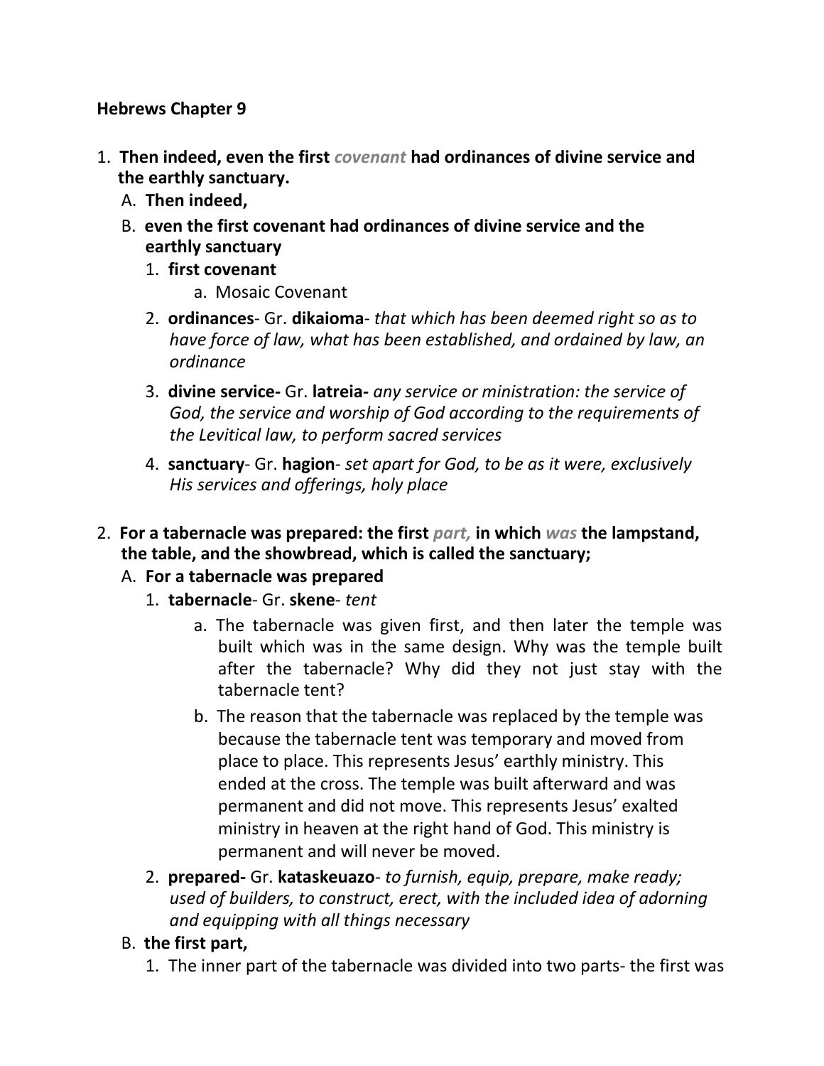**Hebrews Chapter 9**

1. **Then indeed, even the first *covenant* had ordinances of divine service and the earthly sanctuary.**
   A. **Then indeed,**
   B. **even the first covenant had ordinances of divine service and the earthly sanctuary**
      1. **first covenant**
         a. Mosaic Covenant
      2. **ordinances**- Gr. **dikaioma**- *that which has been deemed right so as to have force of law, what has been established, and ordained by law, an ordinance*
      3. **divine service-** Gr. **latreia-** *any service or ministration: the service of God, the service and worship of God according to the requirements of the Levitical law, to perform sacred services*
      4. **sanctuary**- Gr. **hagion**- *set apart for God, to be as it were, exclusively His services and offerings, holy place*

2. **For a tabernacle was prepared: the first *part,* in which *was* the lampstand, the table, and the showbread, which is called the sanctuary;**
   A. **For a tabernacle was prepared**
      1. **tabernacle**- Gr. **skene**- *tent*
         a. The tabernacle was given first, and then later the temple was built which was in the same design. Why was the temple built after the tabernacle? Why did they not just stay with the tabernacle tent?
         b. The reason that the tabernacle was replaced by the temple was because the tabernacle tent was temporary and moved from place to place. This represents Jesus' earthly ministry. This ended at the cross. The temple was built afterward and was permanent and did not move. This represents Jesus' exalted ministry in heaven at the right hand of God. This ministry is permanent and will never be moved.
      2. **prepared-** Gr. **kataskeuazo**- *to furnish, equip, prepare, make ready; used of builders, to construct, erect, with the included idea of adorning and equipping with all things necessary*
   B. **the first part,**
      1. The inner part of the tabernacle was divided into two parts- the first was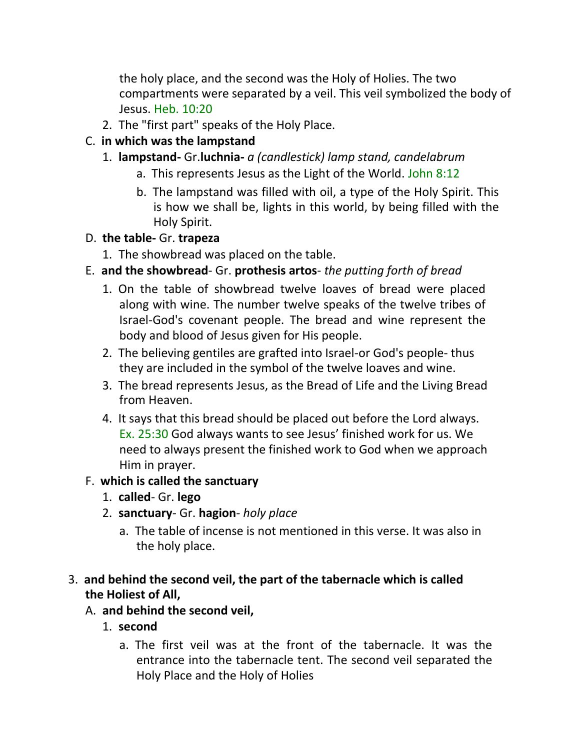the holy place, and the second was the Holy of Holies. The two compartments were separated by a veil. This veil symbolized the body of Jesus. Heb. 10:20

2. The "first part" speaks of the Holy Place.

C. **in which was the lampstand**
   1. **lampstand-** Gr.**luchnia-** *a (candlestick) lamp stand, candelabrum*
      a. This represents Jesus as the Light of the World. John 8:12
      b. The lampstand was filled with oil, a type of the Holy Spirit. This is how we shall be, lights in this world, by being filled with the Holy Spirit.

D. **the table-** Gr. **trapeza**
   1. The showbread was placed on the table.

E. **and the showbread**- Gr. **prothesis artos**- *the putting forth of bread*
   1. On the table of showbread twelve loaves of bread were placed along with wine. The number twelve speaks of the twelve tribes of Israel-God's covenant people. The bread and wine represent the body and blood of Jesus given for His people.
   2. The believing gentiles are grafted into Israel-or God's people- thus they are included in the symbol of the twelve loaves and wine.
   3. The bread represents Jesus, as the Bread of Life and the Living Bread from Heaven.
   4. It says that this bread should be placed out before the Lord always. Ex. 25:30 God always wants to see Jesus' finished work for us. We need to always present the finished work to God when we approach Him in prayer.

F. **which is called the sanctuary**
   1. **called**- Gr. **lego**
   2. **sanctuary**- Gr. **hagion**- *holy place*
      a. The table of incense is not mentioned in this verse. It was also in the holy place.

3. **and behind the second veil, the part of the tabernacle which is called the Holiest of All,**

A. **and behind the second veil,**
   1. **second**
      a. The first veil was at the front of the tabernacle. It was the entrance into the tabernacle tent. The second veil separated the Holy Place and the Holy of Holies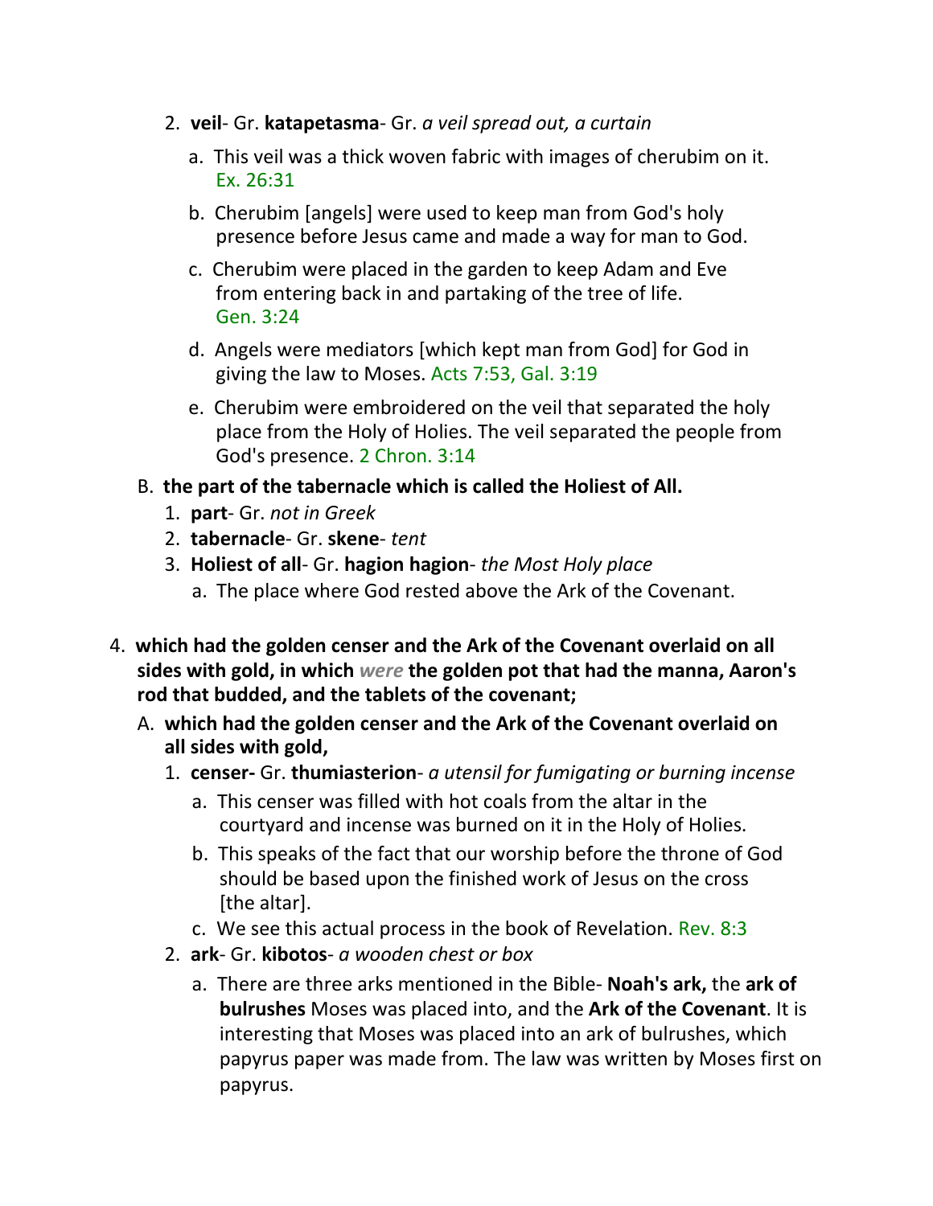2. **veil**- Gr. **katapetasma**- Gr. *a veil spread out, a curtain*
    a. This veil was a thick woven fabric with images of cherubim on it. Ex. 26:31
    b. Cherubim [angels] were used to keep man from God's holy presence before Jesus came and made a way for man to God.
    c. Cherubim were placed in the garden to keep Adam and Eve from entering back in and partaking of the tree of life. Gen. 3:24
    d. Angels were mediators [which kept man from God] for God in giving the law to Moses. Acts 7:53, Gal. 3:19
    e. Cherubim were embroidered on the veil that separated the holy place from the Holy of Holies. The veil separated the people from God's presence. 2 Chron. 3:14

B. **the part of the tabernacle which is called the Holiest of All.**
1. **part**- Gr. *not in Greek*
2. **tabernacle**- Gr. **skene**- *tent*
3. **Holiest of all**- Gr. **hagion hagion**- *the Most Holy place*
    a. The place where God rested above the Ark of the Covenant.

4. **which had the golden censer and the Ark of the Covenant overlaid on all sides with gold, in which *were* the golden pot that had the manna, Aaron's rod that budded, and the tablets of the covenant;**

A. **which had the golden censer and the Ark of the Covenant overlaid on all sides with gold,**
1. **censer-** Gr. **thumiasterion**- *a utensil for fumigating or burning incense*
    a. This censer was filled with hot coals from the altar in the courtyard and incense was burned on it in the Holy of Holies.
    b. This speaks of the fact that our worship before the throne of God should be based upon the finished work of Jesus on the cross [the altar].
    c. We see this actual process in the book of Revelation. Rev. 8:3
2. **ark**- Gr. **kibotos**- *a wooden chest or box*
    a. There are three arks mentioned in the Bible- **Noah's ark,** the **ark of bulrushes** Moses was placed into, and the **Ark of the Covenant**. It is interesting that Moses was placed into an ark of bulrushes, which papyrus paper was made from. The law was written by Moses first on papyrus.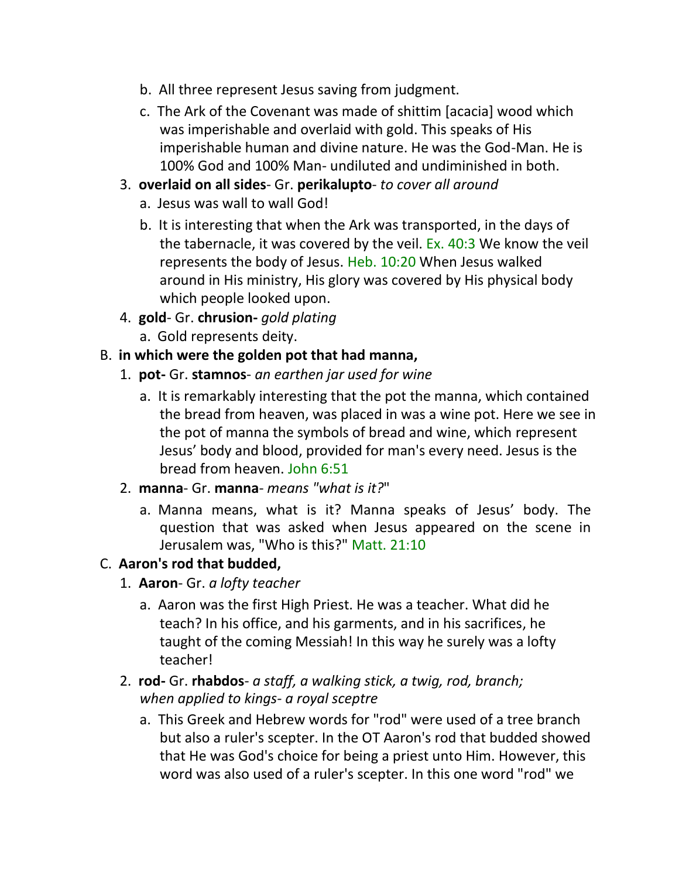b. All three represent Jesus saving from judgment.

   c. The Ark of the Covenant was made of shittim [acacia] wood which was imperishable and overlaid with gold. This speaks of His imperishable human and divine nature. He was the God-Man. He is 100% God and 100% Man- undiluted and undiminished in both.

3. **overlaid on all sides**- Gr. **perikalupto**- *to cover all around*
   a. Jesus was wall to wall God!
   b. It is interesting that when the Ark was transported, in the days of the tabernacle, it was covered by the veil. Ex. 40:3 We know the veil represents the body of Jesus. Heb. 10:20 When Jesus walked around in His ministry, His glory was covered by His physical body which people looked upon.

4. **gold**- Gr. **chrusion-** *gold plating*
   a. Gold represents deity.

B. **in which were the golden pot that had manna,**

1. **pot-** Gr. **stamnos**- *an earthen jar used for wine*
   a. It is remarkably interesting that the pot the manna, which contained the bread from heaven, was placed in was a wine pot. Here we see in the pot of manna the symbols of bread and wine, which represent Jesus' body and blood, provided for man's every need. Jesus is the bread from heaven. John 6:51

2. **manna**- Gr. **manna**- *means "what is it?"*"
   a. Manna means, what is it? Manna speaks of Jesus' body. The question that was asked when Jesus appeared on the scene in Jerusalem was, "Who is this?" Matt. 21:10

C. **Aaron's rod that budded,**

1. **Aaron**- Gr. *a lofty teacher*
   a. Aaron was the first High Priest. He was a teacher. What did he teach? In his office, and his garments, and in his sacrifices, he taught of the coming Messiah! In this way he surely was a lofty teacher!

2. **rod-** Gr. **rhabdos**- *a staff, a walking stick, a twig, rod, branch; when applied to kings- a royal sceptre*
   a. This Greek and Hebrew words for "rod" were used of a tree branch but also a ruler's scepter. In the OT Aaron's rod that budded showed that He was God's choice for being a priest unto Him. However, this word was also used of a ruler's scepter. In this one word "rod" we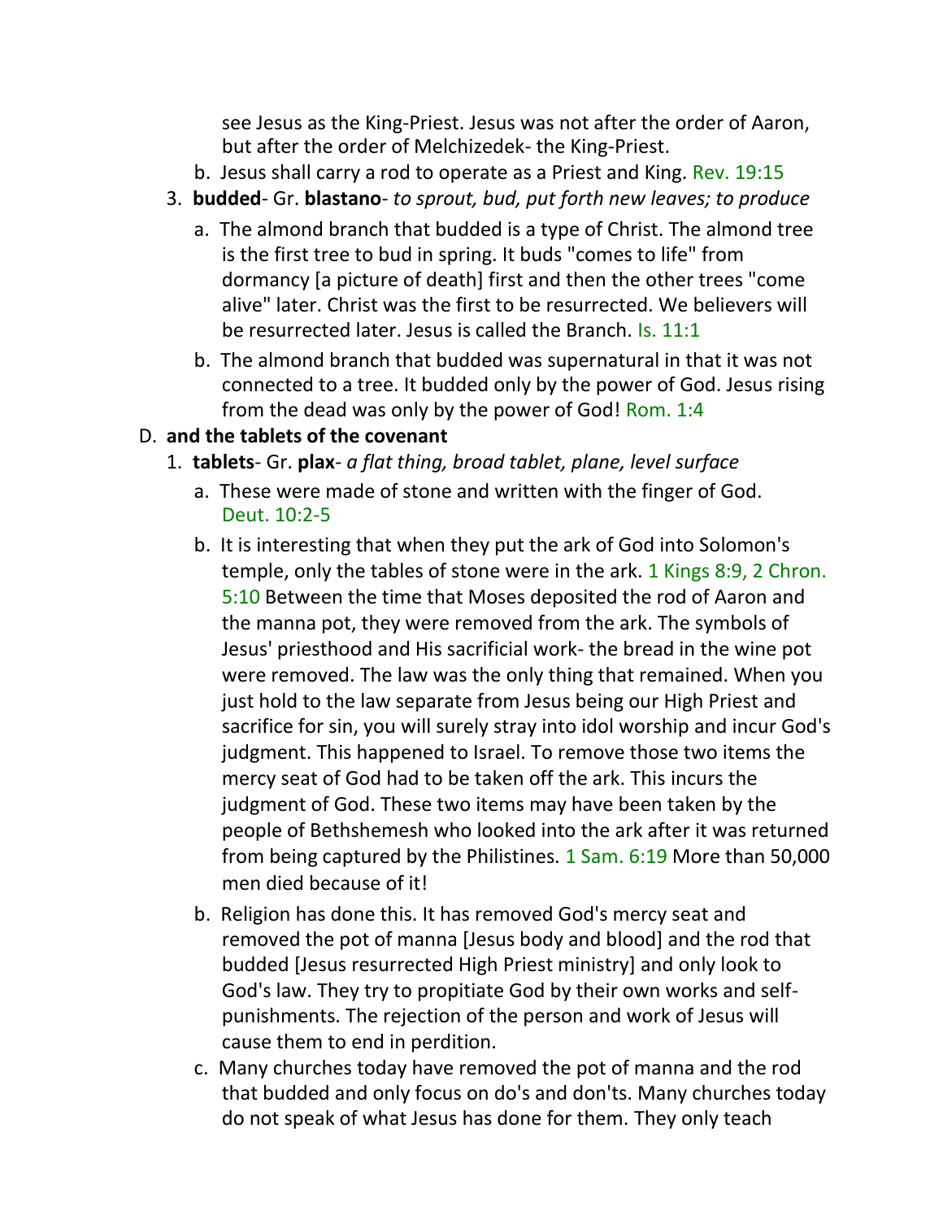see Jesus as the King-Priest. Jesus was not after the order of Aaron, but after the order of Melchizedek- the King-Priest.

   b. Jesus shall carry a rod to operate as a Priest and King. Rev. 19:15

3. **budded**- Gr. **blastano**- *to sprout, bud, put forth new leaves; to produce*

   a. The almond branch that budded is a type of Christ. The almond tree is the first tree to bud in spring. It buds "comes to life" from dormancy [a picture of death] first and then the other trees "come alive" later. Christ was the first to be resurrected. We believers will be resurrected later. Jesus is called the Branch. Is. 11:1

   b. The almond branch that budded was supernatural in that it was not connected to a tree. It budded only by the power of God. Jesus rising from the dead was only by the power of God! Rom. 1:4

D. **and the tablets of the covenant**

1. **tablets**- Gr. **plax**- *a flat thing, broad tablet, plane, level surface*

   a. These were made of stone and written with the finger of God. Deut. 10:2-5

   b. It is interesting that when they put the ark of God into Solomon's temple, only the tables of stone were in the ark. 1 Kings 8:9, 2 Chron. 5:10 Between the time that Moses deposited the rod of Aaron and the manna pot, they were removed from the ark. The symbols of Jesus' priesthood and His sacrificial work- the bread in the wine pot were removed. The law was the only thing that remained. When you just hold to the law separate from Jesus being our High Priest and sacrifice for sin, you will surely stray into idol worship and incur God's judgment. This happened to Israel. To remove those two items the mercy seat of God had to be taken off the ark. This incurs the judgment of God. These two items may have been taken by the people of Bethshemesh who looked into the ark after it was returned from being captured by the Philistines. 1 Sam. 6:19 More than 50,000 men died because of it!

   b. Religion has done this. It has removed God's mercy seat and removed the pot of manna [Jesus body and blood] and the rod that budded [Jesus resurrected High Priest ministry] and only look to God's law. They try to propitiate God by their own works and self-punishments. The rejection of the person and work of Jesus will cause them to end in perdition.

   c. Many churches today have removed the pot of manna and the rod that budded and only focus on do's and don'ts. Many churches today do not speak of what Jesus has done for them. They only teach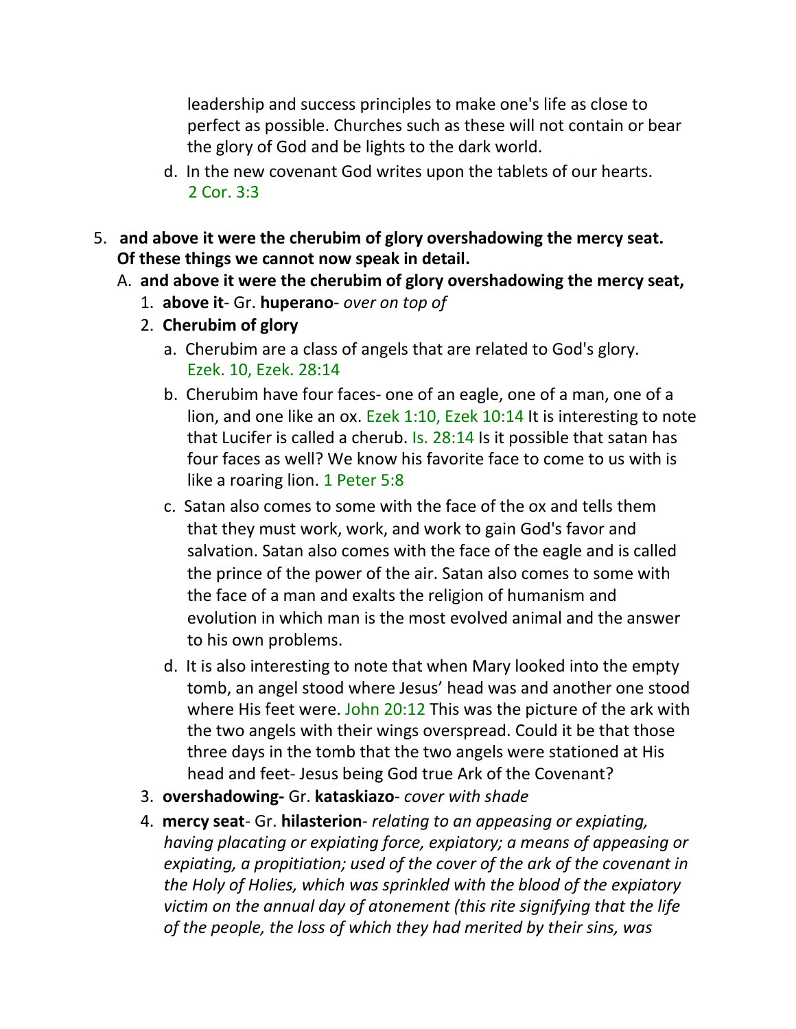leadership and success principles to make one's life as close to perfect as possible. Churches such as these will not contain or bear the glory of God and be lights to the dark world.

d. In the new covenant God writes upon the tablets of our hearts. 2 Cor. 3:3

5. **and above it were the cherubim of glory overshadowing the mercy seat. Of these things we cannot now speak in detail.**

   A. **and above it were the cherubim of glory overshadowing the mercy seat,**

      1. **above it**- Gr. **huperano**- *over on top of*

      2. **Cherubim of glory**

         a. Cherubim are a class of angels that are related to God's glory. Ezek. 10, Ezek. 28:14

         b. Cherubim have four faces- one of an eagle, one of a man, one of a lion, and one like an ox. Ezek 1:10, Ezek 10:14 It is interesting to note that Lucifer is called a cherub. Is. 28:14 Is it possible that satan has four faces as well? We know his favorite face to come to us with is like a roaring lion. 1 Peter 5:8

         c. Satan also comes to some with the face of the ox and tells them that they must work, work, and work to gain God's favor and salvation. Satan also comes with the face of the eagle and is called the prince of the power of the air. Satan also comes to some with the face of a man and exalts the religion of humanism and evolution in which man is the most evolved animal and the answer to his own problems.

         d. It is also interesting to note that when Mary looked into the empty tomb, an angel stood where Jesus' head was and another one stood where His feet were. John 20:12 This was the picture of the ark with the two angels with their wings overspread. Could it be that those three days in the tomb that the two angels were stationed at His head and feet- Jesus being God true Ark of the Covenant?

      3. **overshadowing-** Gr. **kataskiazo**- *cover with shade*

      4. **mercy seat**- Gr. **hilasterion**- *relating to an appeasing or expiating, having placating or expiating force, expiatory; a means of appeasing or expiating, a propitiation; used of the cover of the ark of the covenant in the Holy of Holies, which was sprinkled with the blood of the expiatory victim on the annual day of atonement (this rite signifying that the life of the people, the loss of which they had merited by their sins, was*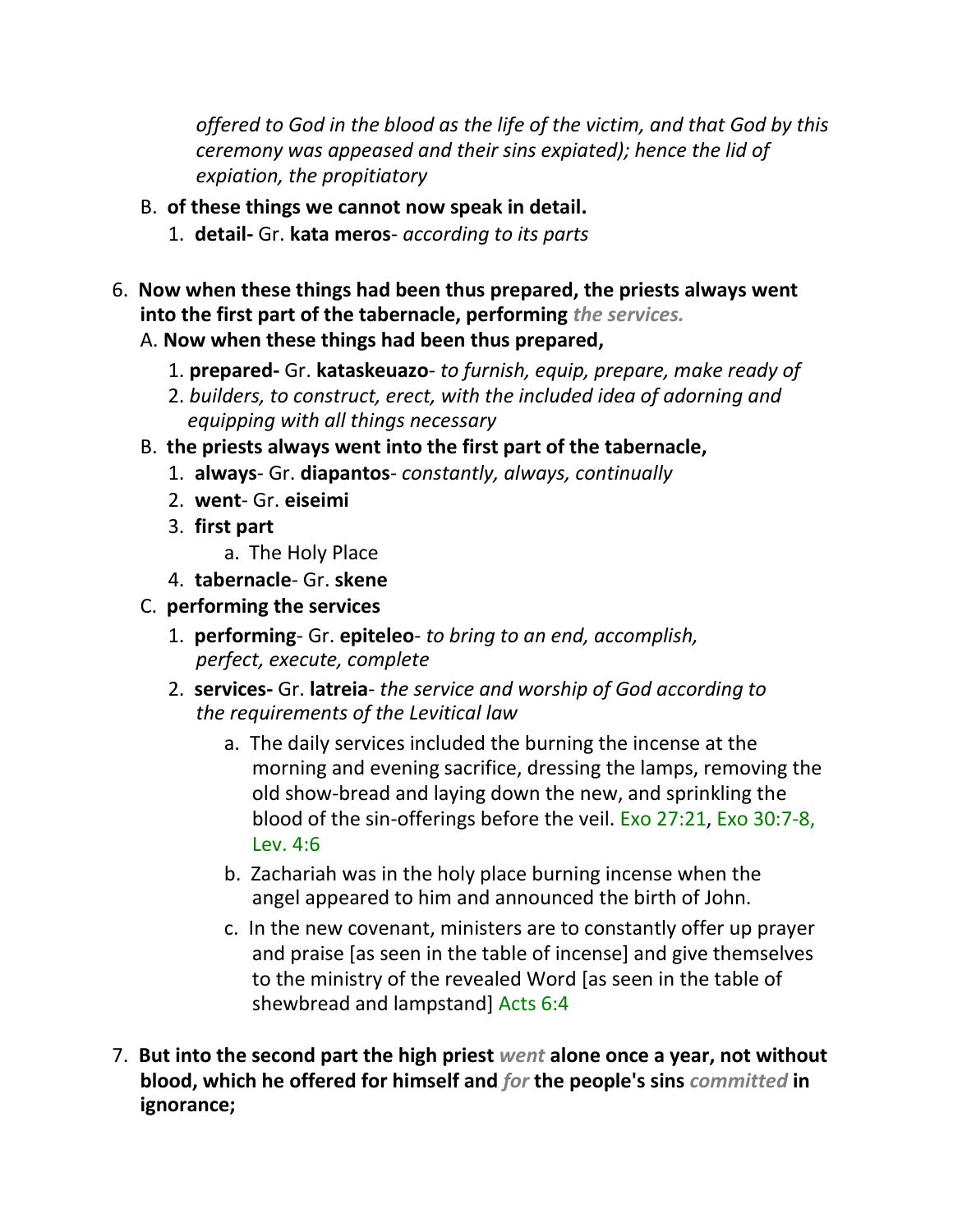*offered to God in the blood as the life of the victim, and that God by this ceremony was appeased and their sins expiated); hence the lid of expiation, the propitiatory*

B. **of these things we cannot now speak in detail.**
   1. **detail-** Gr. **kata meros**- *according to its parts*

6. **Now when these things had been thus prepared, the priests always went into the first part of the tabernacle, performing** ***the services.***
   A. **Now when these things had been thus prepared,**
      1. **prepared-** Gr. **kataskeuazo**- *to furnish, equip, prepare, make ready of*
      2. *builders, to construct, erect, with the included idea of adorning and equipping with all things necessary*
   B. **the priests always went into the first part of the tabernacle,**
      1. **always**- Gr. **diapantos**- *constantly, always, continually*
      2. **went**- Gr. **eiseimi**
      3. **first part**
         a. The Holy Place
      4. **tabernacle**- Gr. **skene**
   C. **performing the services**
      1. **performing**- Gr. **epiteleo**- *to bring to an end, accomplish, perfect, execute, complete*
      2. **services-** Gr. **latreia**- *the service and worship of God according to the requirements of the Levitical law*
         a. The daily services included the burning the incense at the morning and evening sacrifice, dressing the lamps, removing the old show-bread and laying down the new, and sprinkling the blood of the sin-offerings before the veil. Exo 27:21, Exo 30:7-8, Lev. 4:6
         b. Zachariah was in the holy place burning incense when the angel appeared to him and announced the birth of John.
         c. In the new covenant, ministers are to constantly offer up prayer and praise [as seen in the table of incense] and give themselves to the ministry of the revealed Word [as seen in the table of shewbread and lampstand] Acts 6:4

7. **But into the second part the high priest** ***went*** **alone once a year, not without blood, which he offered for himself and** ***for*** **the people's sins** ***committed*** **in ignorance;**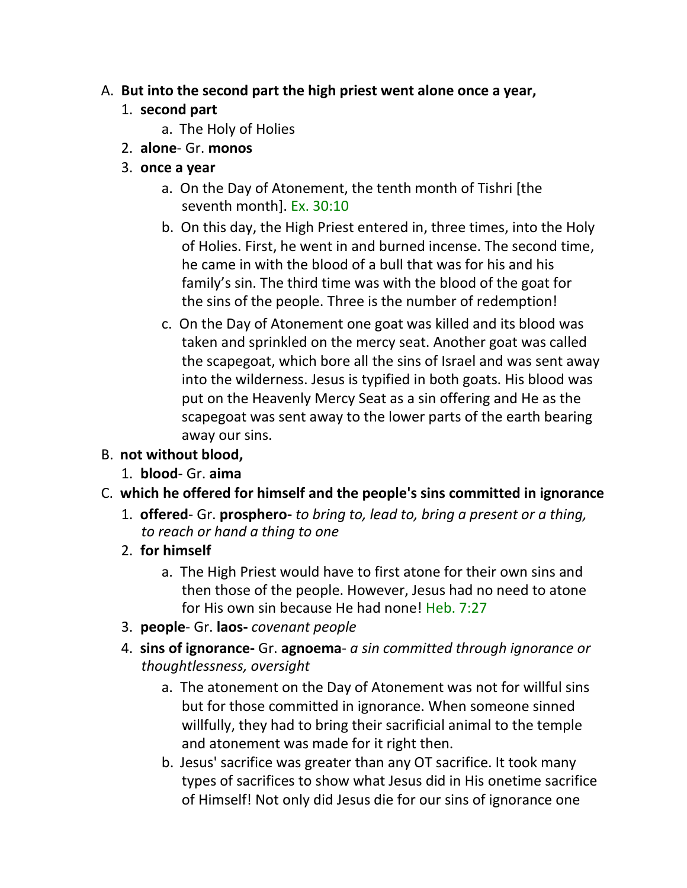A. **But into the second part the high priest went alone once a year,**
   1. **second part**
      a. The Holy of Holies
   2. **alone**- Gr. **monos**
   3. **once a year**
      a. On the Day of Atonement, the tenth month of Tishri [the seventh month]. Ex. 30:10
      b. On this day, the High Priest entered in, three times, into the Holy of Holies. First, he went in and burned incense. The second time, he came in with the blood of a bull that was for his and his family's sin. The third time was with the blood of the goat for the sins of the people. Three is the number of redemption!
      c. On the Day of Atonement one goat was killed and its blood was taken and sprinkled on the mercy seat. Another goat was called the scapegoat, which bore all the sins of Israel and was sent away into the wilderness. Jesus is typified in both goats. His blood was put on the Heavenly Mercy Seat as a sin offering and He as the scapegoat was sent away to the lower parts of the earth bearing away our sins.

B. **not without blood,**
   1. **blood**- Gr. **aima**

C. **which he offered for himself and the people's sins committed in ignorance**
   1. **offered**- Gr. **prosphero-** *to bring to, lead to, bring a present or a thing, to reach or hand a thing to one*
   2. **for himself**
      a. The High Priest would have to first atone for their own sins and then those of the people. However, Jesus had no need to atone for His own sin because He had none! Heb. 7:27
   3. **people**- Gr. **laos-** *covenant people*
   4. **sins of ignorance-** Gr. **agnoema**- *a sin committed through ignorance or thoughtlessness, oversight*
      a. The atonement on the Day of Atonement was not for willful sins but for those committed in ignorance. When someone sinned willfully, they had to bring their sacrificial animal to the temple and atonement was made for it right then.
      b. Jesus' sacrifice was greater than any OT sacrifice. It took many types of sacrifices to show what Jesus did in His onetime sacrifice of Himself! Not only did Jesus die for our sins of ignorance one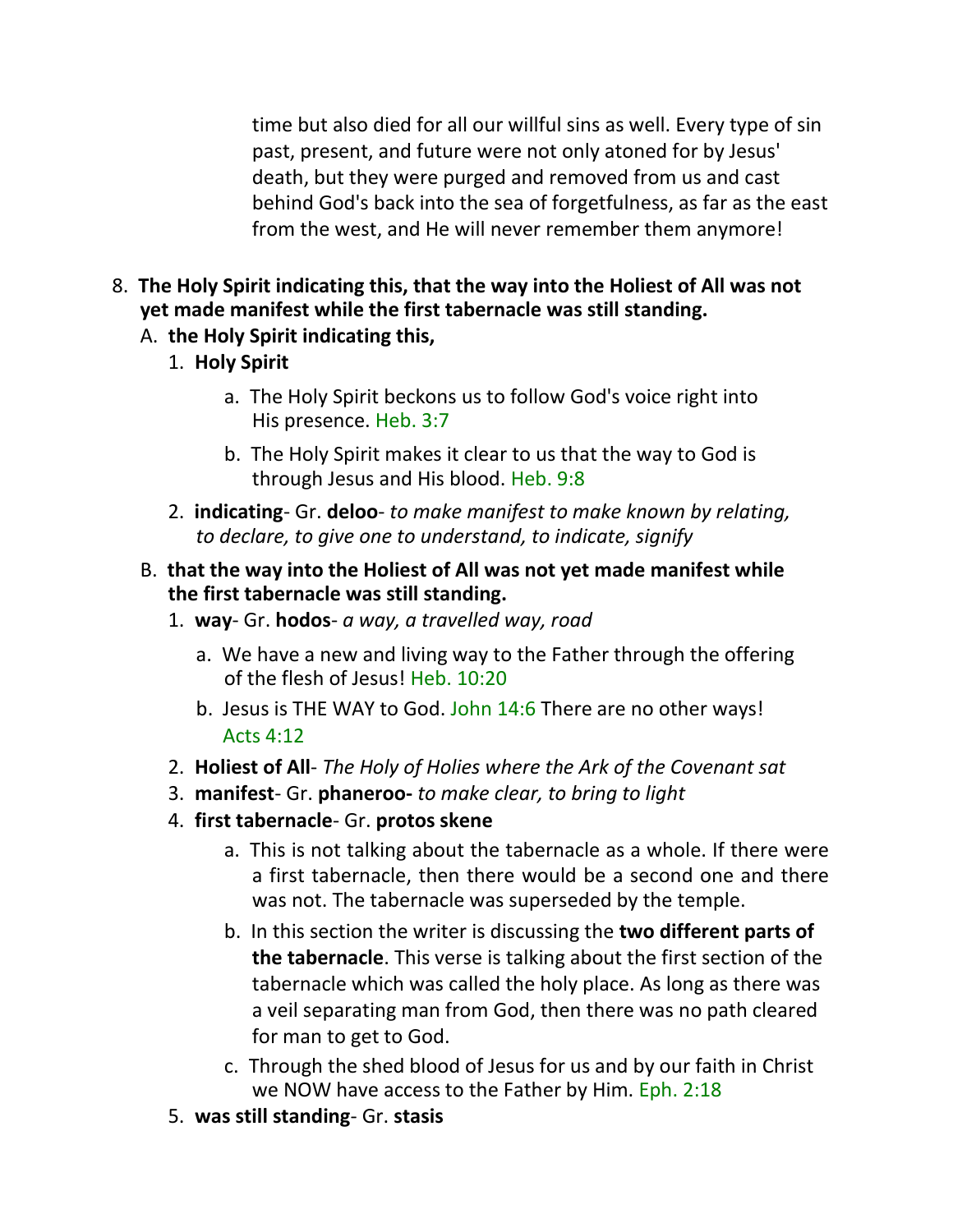time but also died for all our willful sins as well. Every type of sin past, present, and future were not only atoned for by Jesus' death, but they were purged and removed from us and cast behind God's back into the sea of forgetfulness, as far as the east from the west, and He will never remember them anymore!

8. **The Holy Spirit indicating this, that the way into the Holiest of All was not yet made manifest while the first tabernacle was still standing.**
   A. **the Holy Spirit indicating this,**
      1. **Holy Spirit**
         a. The Holy Spirit beckons us to follow God's voice right into His presence. Heb. 3:7
         b. The Holy Spirit makes it clear to us that the way to God is through Jesus and His blood. Heb. 9:8
      2. **indicating**- Gr. **deloo**- *to make manifest to make known by relating, to declare, to give one to understand, to indicate, signify*
   B. **that the way into the Holiest of All was not yet made manifest while the first tabernacle was still standing.**
      1. **way**- Gr. **hodos**- *a way, a travelled way, road*
         a. We have a new and living way to the Father through the offering of the flesh of Jesus! Heb. 10:20
         b. Jesus is THE WAY to God. John 14:6 There are no other ways! Acts 4:12
      2. **Holiest of All**- *The Holy of Holies where the Ark of the Covenant sat*
      3. **manifest**- Gr. **phaneroo-** *to make clear, to bring to light*
      4. **first tabernacle**- Gr. **protos skene**
         a. This is not talking about the tabernacle as a whole. If there were a first tabernacle, then there would be a second one and there was not. The tabernacle was superseded by the temple.
         b. In this section the writer is discussing the **two different parts of the tabernacle**. This verse is talking about the first section of the tabernacle which was called the holy place. As long as there was a veil separating man from God, then there was no path cleared for man to get to God.
         c. Through the shed blood of Jesus for us and by our faith in Christ we NOW have access to the Father by Him. Eph. 2:18
      5. **was still standing**- Gr. **stasis**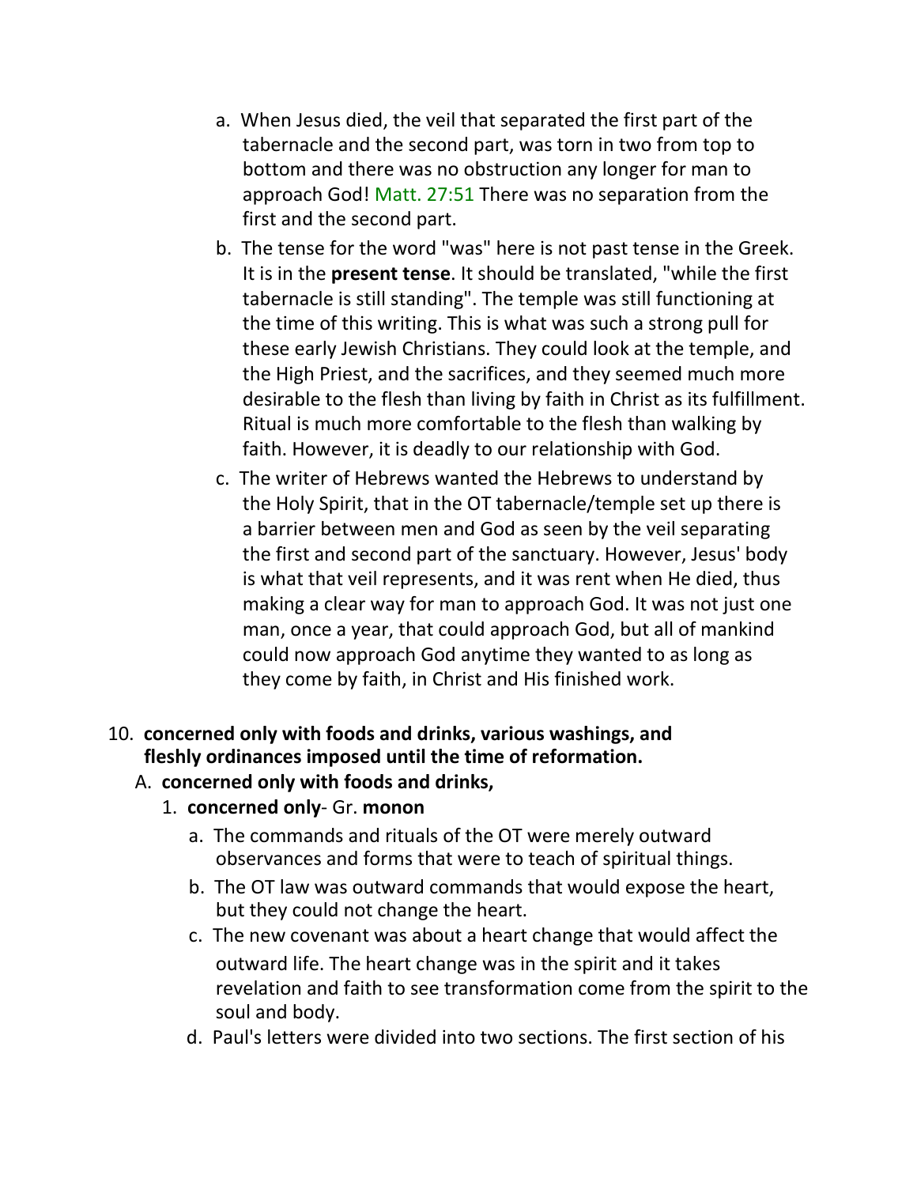a. When Jesus died, the veil that separated the first part of the tabernacle and the second part, was torn in two from top to bottom and there was no obstruction any longer for man to approach God! Matt. 27:51 There was no separation from the first and the second part.

b. The tense for the word "was" here is not past tense in the Greek. It is in the **present tense**. It should be translated, "while the first tabernacle is still standing". The temple was still functioning at the time of this writing. This is what was such a strong pull for these early Jewish Christians. They could look at the temple, and the High Priest, and the sacrifices, and they seemed much more desirable to the flesh than living by faith in Christ as its fulfillment. Ritual is much more comfortable to the flesh than walking by faith. However, it is deadly to our relationship with God.

c. The writer of Hebrews wanted the Hebrews to understand by the Holy Spirit, that in the OT tabernacle/temple set up there is a barrier between men and God as seen by the veil separating the first and second part of the sanctuary. However, Jesus' body is what that veil represents, and it was rent when He died, thus making a clear way for man to approach God. It was not just one man, once a year, that could approach God, but all of mankind could now approach God anytime they wanted to as long as they come by faith, in Christ and His finished work.

10. **concerned only with foods and drinks, various washings, and fleshly ordinances imposed until the time of reformation.**

A. **concerned only with foods and drinks,**

1. **concerned only**- Gr. **monon**

a. The commands and rituals of the OT were merely outward observances and forms that were to teach of spiritual things.

b. The OT law was outward commands that would expose the heart, but they could not change the heart.

c. The new covenant was about a heart change that would affect the outward life. The heart change was in the spirit and it takes revelation and faith to see transformation come from the spirit to the soul and body.

d. Paul's letters were divided into two sections. The first section of his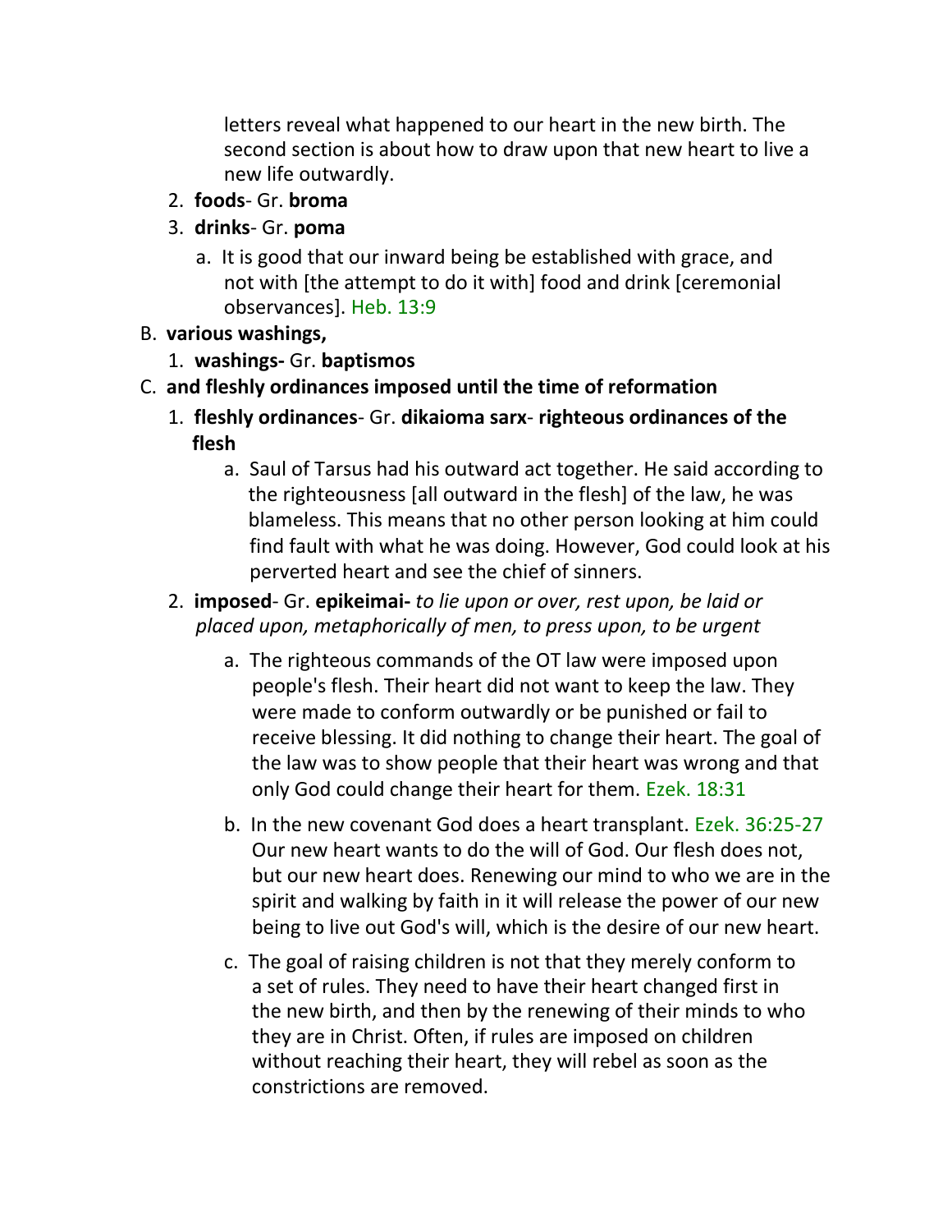letters reveal what happened to our heart in the new birth. The second section is about how to draw upon that new heart to live a new life outwardly.

2. **foods**- Gr. **broma**
3. **drinks**- Gr. **poma**
   a. It is good that our inward being be established with grace, and not with [the attempt to do it with] food and drink [ceremonial observances]. Heb. 13:9

B. **various washings,**
   1. **washings-** Gr. **baptismos**

C. **and fleshly ordinances imposed until the time of reformation**
   1. **fleshly ordinances**- Gr. **dikaioma sarx**- **righteous ordinances of the flesh**
      a. Saul of Tarsus had his outward act together. He said according to the righteousness [all outward in the flesh] of the law, he was blameless. This means that no other person looking at him could find fault with what he was doing. However, God could look at his perverted heart and see the chief of sinners.
   2. **imposed**- Gr. **epikeimai-** *to lie upon or over, rest upon, be laid or placed upon, metaphorically of men, to press upon, to be urgent*
      a. The righteous commands of the OT law were imposed upon people's flesh. Their heart did not want to keep the law. They were made to conform outwardly or be punished or fail to receive blessing. It did nothing to change their heart. The goal of the law was to show people that their heart was wrong and that only God could change their heart for them. Ezek. 18:31
      b. In the new covenant God does a heart transplant. Ezek. 36:25-27 Our new heart wants to do the will of God. Our flesh does not, but our new heart does. Renewing our mind to who we are in the spirit and walking by faith in it will release the power of our new being to live out God's will, which is the desire of our new heart.
      c. The goal of raising children is not that they merely conform to a set of rules. They need to have their heart changed first in the new birth, and then by the renewing of their minds to who they are in Christ. Often, if rules are imposed on children without reaching their heart, they will rebel as soon as the constrictions are removed.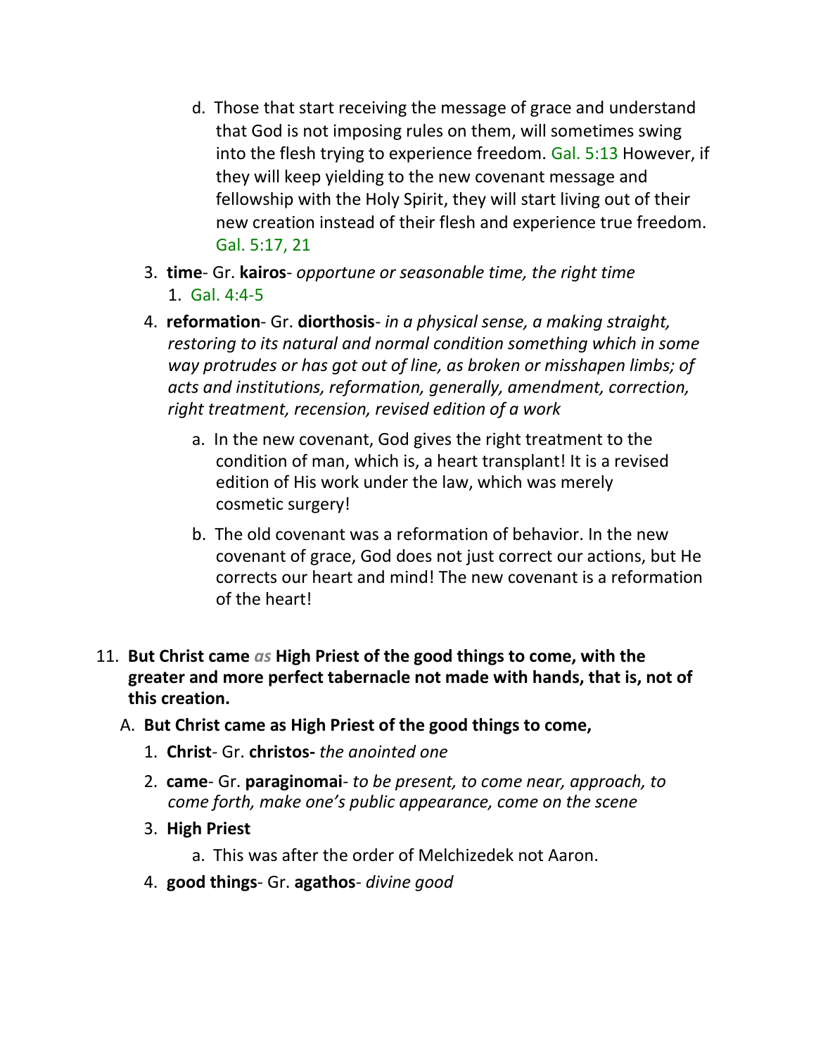d. Those that start receiving the message of grace and understand that God is not imposing rules on them, will sometimes swing into the flesh trying to experience freedom. Gal. 5:13 However, if they will keep yielding to the new covenant message and fellowship with the Holy Spirit, they will start living out of their new creation instead of their flesh and experience true freedom. Gal. 5:17, 21

3. **time**- Gr. **kairos**- *opportune or seasonable time, the right time*
   1. Gal. 4:4-5

4. **reformation**- Gr. **diorthosis**- *in a physical sense, a making straight, restoring to its natural and normal condition something which in some way protrudes or has got out of line, as broken or misshapen limbs; of acts and institutions, reformation, generally, amendment, correction, right treatment, recension, revised edition of a work*
   a. In the new covenant, God gives the right treatment to the condition of man, which is, a heart transplant! It is a revised edition of His work under the law, which was merely cosmetic surgery!
   b. The old covenant was a reformation of behavior. In the new covenant of grace, God does not just correct our actions, but He corrects our heart and mind! The new covenant is a reformation of the heart!

11. **But Christ came *as* High Priest of the good things to come, with the greater and more perfect tabernacle not made with hands, that is, not of this creation.**

   A. **But Christ came as High Priest of the good things to come,**
      1. **Christ**- Gr. **christos-** *the anointed one*
      2. **came**- Gr. **paraginomai**- *to be present, to come near, approach, to come forth, make one's public appearance, come on the scene*
      3. **High Priest**
         a. This was after the order of Melchizedek not Aaron.
      4. **good things**- Gr. **agathos**- *divine good*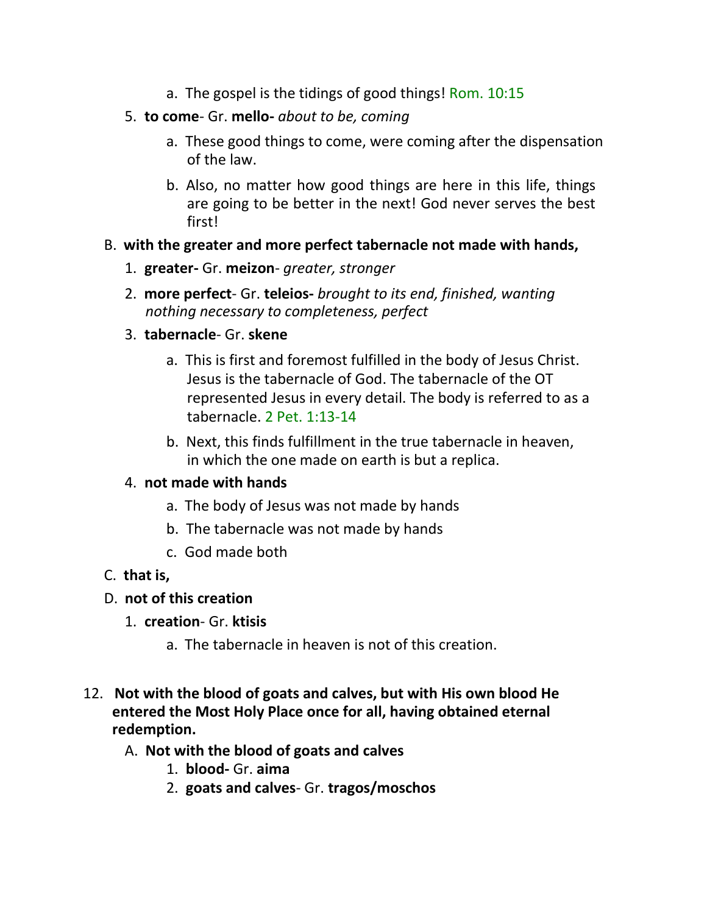a. The gospel is the tidings of good things! Rom. 10:15

5. **to come**- Gr. **mello-** *about to be, coming*
   a. These good things to come, were coming after the dispensation of the law.
   b. Also, no matter how good things are here in this life, things are going to be better in the next! God never serves the best first!

B. **with the greater and more perfect tabernacle not made with hands,**

1. **greater-** Gr. **meizon**- *greater, stronger*
2. **more perfect**- Gr. **teleios-** *brought to its end, finished, wanting nothing necessary to completeness, perfect*
3. **tabernacle**- Gr. **skene**
   a. This is first and foremost fulfilled in the body of Jesus Christ. Jesus is the tabernacle of God. The tabernacle of the OT represented Jesus in every detail. The body is referred to as a tabernacle. 2 Pet. 1:13-14
   b. Next, this finds fulfillment in the true tabernacle in heaven, in which the one made on earth is but a replica.
4. **not made with hands**
   a. The body of Jesus was not made by hands
   b. The tabernacle was not made by hands
   c. God made both

C. **that is,**

D. **not of this creation**

1. **creation**- Gr. **ktisis**
   a. The tabernacle in heaven is not of this creation.

12. **Not with the blood of goats and calves, but with His own blood He entered the Most Holy Place once for all, having obtained eternal redemption.**

A. **Not with the blood of goats and calves**

1. **blood-** Gr. **aima**
2. **goats and calves**- Gr. **tragos/moschos**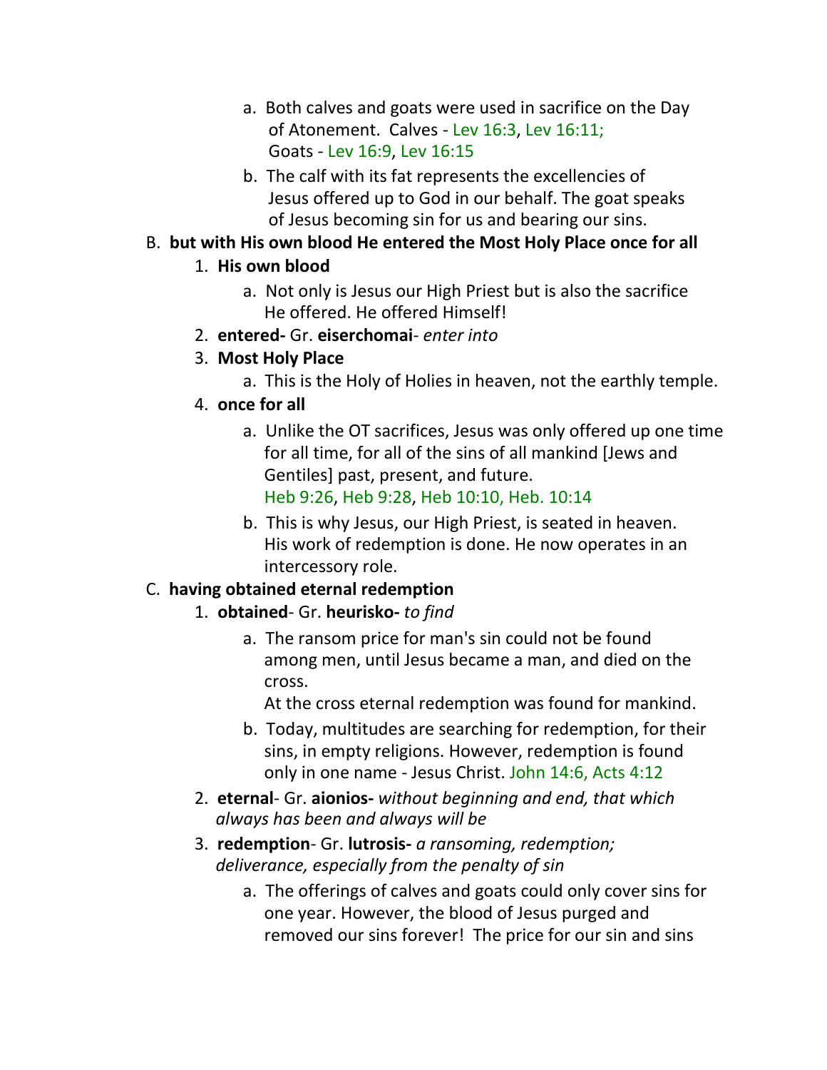a. Both calves and goats were used in sacrifice on the Day of Atonement. Calves - Lev 16:3, Lev 16:11; Goats - Lev 16:9, Lev 16:15

b. The calf with its fat represents the excellencies of Jesus offered up to God in our behalf. The goat speaks of Jesus becoming sin for us and bearing our sins.

B. **but with His own blood He entered the Most Holy Place once for all**

1. **His own blood**
   a. Not only is Jesus our High Priest but is also the sacrifice He offered. He offered Himself!
2. **entered-** Gr. **eiserchomai**- *enter into*
3. **Most Holy Place**
   a. This is the Holy of Holies in heaven, not the earthly temple.
4. **once for all**
   a. Unlike the OT sacrifices, Jesus was only offered up one time for all time, for all of the sins of all mankind [Jews and Gentiles] past, present, and future.
   Heb 9:26, Heb 9:28, Heb 10:10, Heb. 10:14
   b. This is why Jesus, our High Priest, is seated in heaven. His work of redemption is done. He now operates in an intercessory role.

C. **having obtained eternal redemption**

1. **obtained**- Gr. **heurisko-** *to find*
   a. The ransom price for man's sin could not be found among men, until Jesus became a man, and died on the cross.
   At the cross eternal redemption was found for mankind.
   b. Today, multitudes are searching for redemption, for their sins, in empty religions. However, redemption is found only in one name - Jesus Christ. John 14:6, Acts 4:12
2. **eternal**- Gr. **aionios-** *without beginning and end, that which always has been and always will be*
3. **redemption**- Gr. **lutrosis-** *a ransoming, redemption; deliverance, especially from the penalty of sin*
   a. The offerings of calves and goats could only cover sins for one year. However, the blood of Jesus purged and removed our sins forever! The price for our sin and sins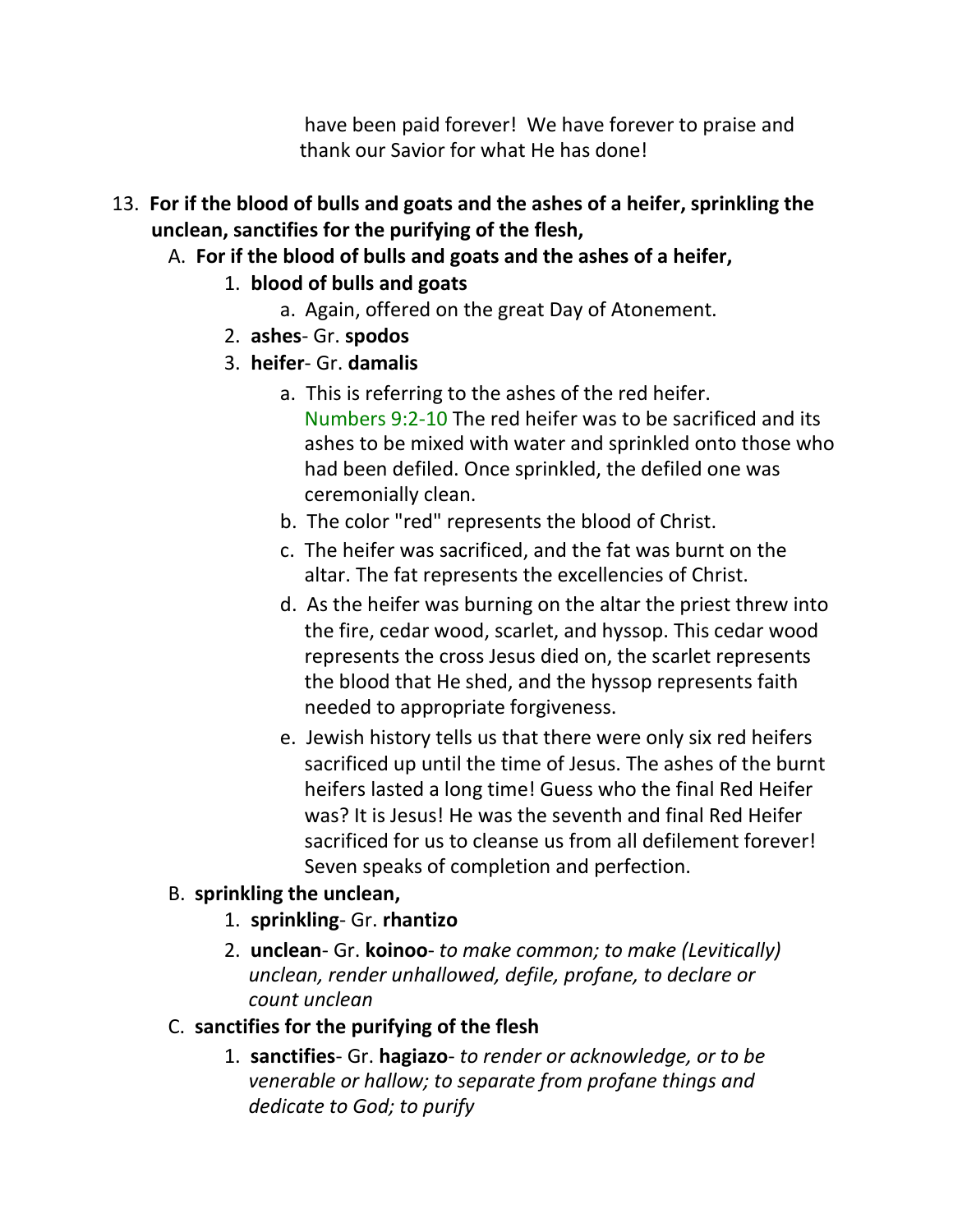have been paid forever! We have forever to praise and thank our Savior for what He has done!

13. **For if the blood of bulls and goats and the ashes of a heifer, sprinkling the unclean, sanctifies for the purifying of the flesh,**
    A. **For if the blood of bulls and goats and the ashes of a heifer,**
        1. **blood of bulls and goats**
            a. Again, offered on the great Day of Atonement.
        2. **ashes**- Gr. **spodos**
        3. **heifer**- Gr. **damalis**
            a. This is referring to the ashes of the red heifer. Numbers 9:2-10 The red heifer was to be sacrificed and its ashes to be mixed with water and sprinkled onto those who had been defiled. Once sprinkled, the defiled one was ceremonially clean.
            b. The color "red" represents the blood of Christ.
            c. The heifer was sacrificed, and the fat was burnt on the altar. The fat represents the excellencies of Christ.
            d. As the heifer was burning on the altar the priest threw into the fire, cedar wood, scarlet, and hyssop. This cedar wood represents the cross Jesus died on, the scarlet represents the blood that He shed, and the hyssop represents faith needed to appropriate forgiveness.
            e. Jewish history tells us that there were only six red heifers sacrificed up until the time of Jesus. The ashes of the burnt heifers lasted a long time! Guess who the final Red Heifer was? It is Jesus! He was the seventh and final Red Heifer sacrificed for us to cleanse us from all defilement forever! Seven speaks of completion and perfection.
    B. **sprinkling the unclean,**
        1. **sprinkling**- Gr. **rhantizo**
        2. **unclean**- Gr. **koinoo**- *to make common; to make (Levitically) unclean, render unhallowed, defile, profane, to declare or count unclean*
    C. **sanctifies for the purifying of the flesh**
        1. **sanctifies**- Gr. **hagiazo**- *to render or acknowledge, or to be venerable or hallow; to separate from profane things and dedicate to God; to purify*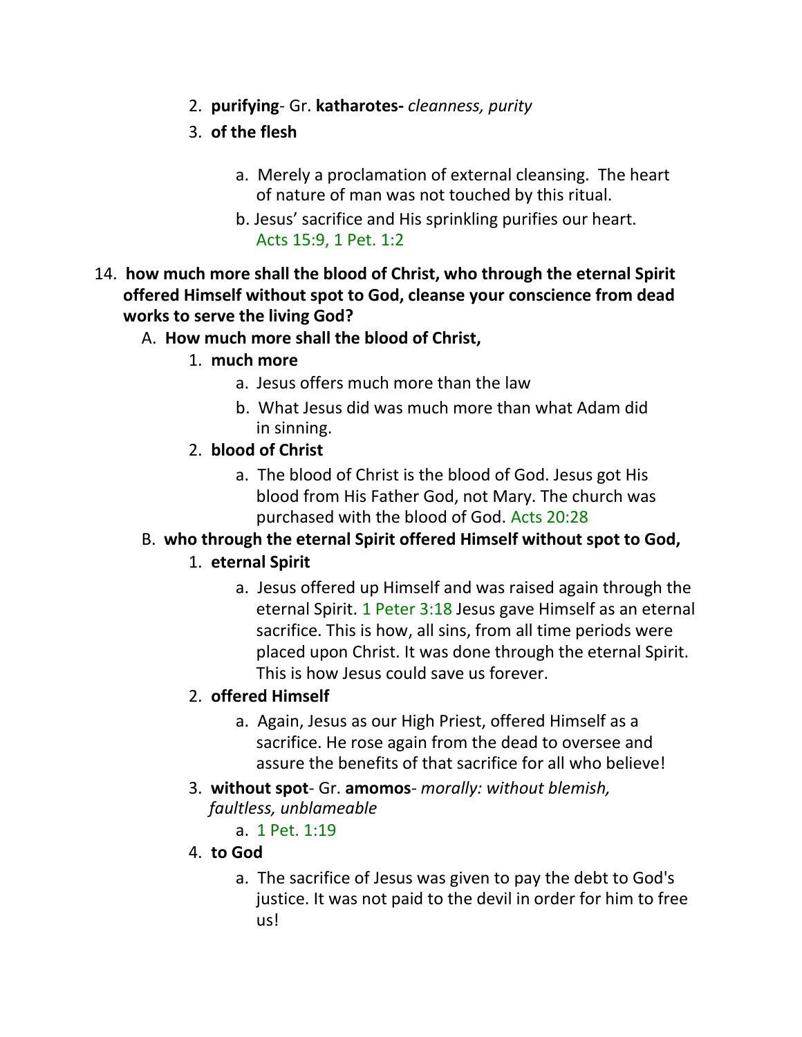2. **purifying**- Gr. **katharotes-** *cleanness, purity*
3. **of the flesh**
    a. Merely a proclamation of external cleansing. The heart of nature of man was not touched by this ritual.
    b. Jesus' sacrifice and His sprinkling purifies our heart. Acts 15:9, 1 Pet. 1:2

14. **how much more shall the blood of Christ, who through the eternal Spirit offered Himself without spot to God, cleanse your conscience from dead works to serve the living God?**
    A. **How much more shall the blood of Christ,**
        1. **much more**
            a. Jesus offers much more than the law
            b. What Jesus did was much more than what Adam did in sinning.
        2. **blood of Christ**
            a. The blood of Christ is the blood of God. Jesus got His blood from His Father God, not Mary. The church was purchased with the blood of God. Acts 20:28
    B. **who through the eternal Spirit offered Himself without spot to God,**
        1. **eternal Spirit**
            a. Jesus offered up Himself and was raised again through the eternal Spirit. 1 Peter 3:18 Jesus gave Himself as an eternal sacrifice. This is how, all sins, from all time periods were placed upon Christ. It was done through the eternal Spirit. This is how Jesus could save us forever.
        2. **offered Himself**
            a. Again, Jesus as our High Priest, offered Himself as a sacrifice. He rose again from the dead to oversee and assure the benefits of that sacrifice for all who believe!
        3. **without spot**- Gr. **amomos**- *morally: without blemish, faultless, unblameable*
            a. 1 Pet. 1:19
        4. **to God**
            a. The sacrifice of Jesus was given to pay the debt to God's justice. It was not paid to the devil in order for him to free us!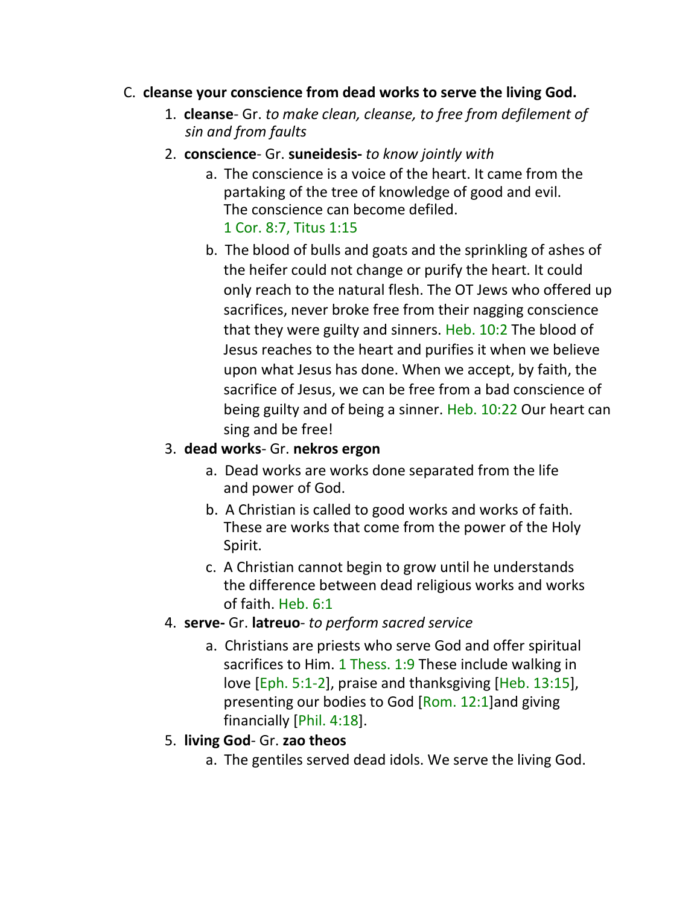C. **cleanse your conscience from dead works to serve the living God.**

1. **cleanse**- Gr. *to make clean, cleanse, to free from defilement of sin and from faults*
2. **conscience**- Gr. **suneidesis-** *to know jointly with*
   a. The conscience is a voice of the heart. It came from the partaking of the tree of knowledge of good and evil. The conscience can become defiled. 1 Cor. 8:7, Titus 1:15
   b. The blood of bulls and goats and the sprinkling of ashes of the heifer could not change or purify the heart. It could only reach to the natural flesh. The OT Jews who offered up sacrifices, never broke free from their nagging conscience that they were guilty and sinners. Heb. 10:2 The blood of Jesus reaches to the heart and purifies it when we believe upon what Jesus has done. When we accept, by faith, the sacrifice of Jesus, we can be free from a bad conscience of being guilty and of being a sinner. Heb. 10:22 Our heart can sing and be free!
3. **dead works**- Gr. **nekros ergon**
   a. Dead works are works done separated from the life and power of God.
   b. A Christian is called to good works and works of faith. These are works that come from the power of the Holy Spirit.
   c. A Christian cannot begin to grow until he understands the difference between dead religious works and works of faith. Heb. 6:1
4. **serve-** Gr. **latreuo**- *to perform sacred service*
   a. Christians are priests who serve God and offer spiritual sacrifices to Him. 1 Thess. 1:9 These include walking in love [Eph. 5:1-2], praise and thanksgiving [Heb. 13:15], presenting our bodies to God [Rom. 12:1]and giving financially [Phil. 4:18].
5. **living God**- Gr. **zao theos**
   a. The gentiles served dead idols. We serve the living God.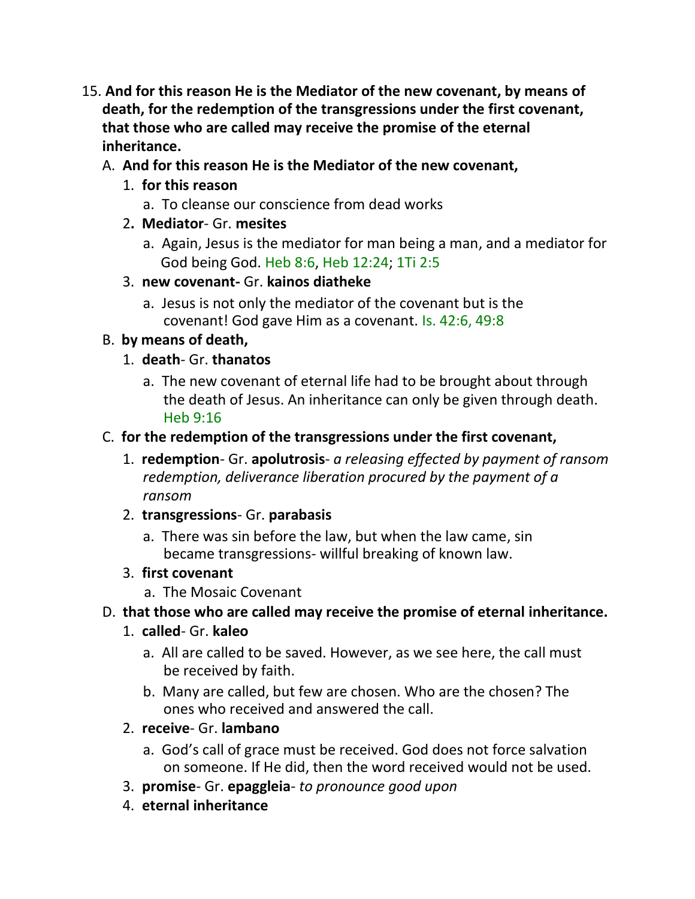15. **And for this reason He is the Mediator of the new covenant, by means of death, for the redemption of the transgressions under the first covenant, that those who are called may receive the promise of the eternal inheritance.**
   A. **And for this reason He is the Mediator of the new covenant,**
      1. **for this reason**
         a. To cleanse our conscience from dead works
      2. **Mediator**- Gr. **mesites**
         a. Again, Jesus is the mediator for man being a man, and a mediator for God being God. Heb 8:6, Heb 12:24; 1Ti 2:5
      3. **new covenant-** Gr. **kainos diatheke**
         a. Jesus is not only the mediator of the covenant but is the covenant! God gave Him as a covenant. Is. 42:6, 49:8
   B. **by means of death,**
      1. **death**- Gr. **thanatos**
         a. The new covenant of eternal life had to be brought about through the death of Jesus. An inheritance can only be given through death. Heb 9:16
   C. **for the redemption of the transgressions under the first covenant,**
      1. **redemption**- Gr. **apolutrosis**- *a releasing effected by payment of ransom redemption, deliverance liberation procured by the payment of a ransom*
      2. **transgressions**- Gr. **parabasis**
         a. There was sin before the law, but when the law came, sin became transgressions- willful breaking of known law.
      3. **first covenant**
         a. The Mosaic Covenant
   D. **that those who are called may receive the promise of eternal inheritance.**
      1. **called**- Gr. **kaleo**
         a. All are called to be saved. However, as we see here, the call must be received by faith.
         b. Many are called, but few are chosen. Who are the chosen? The ones who received and answered the call.
      2. **receive**- Gr. **lambano**
         a. God's call of grace must be received. God does not force salvation on someone. If He did, then the word received would not be used.
      3. **promise**- Gr. **epaggleia**- *to pronounce good upon*
      4. **eternal inheritance**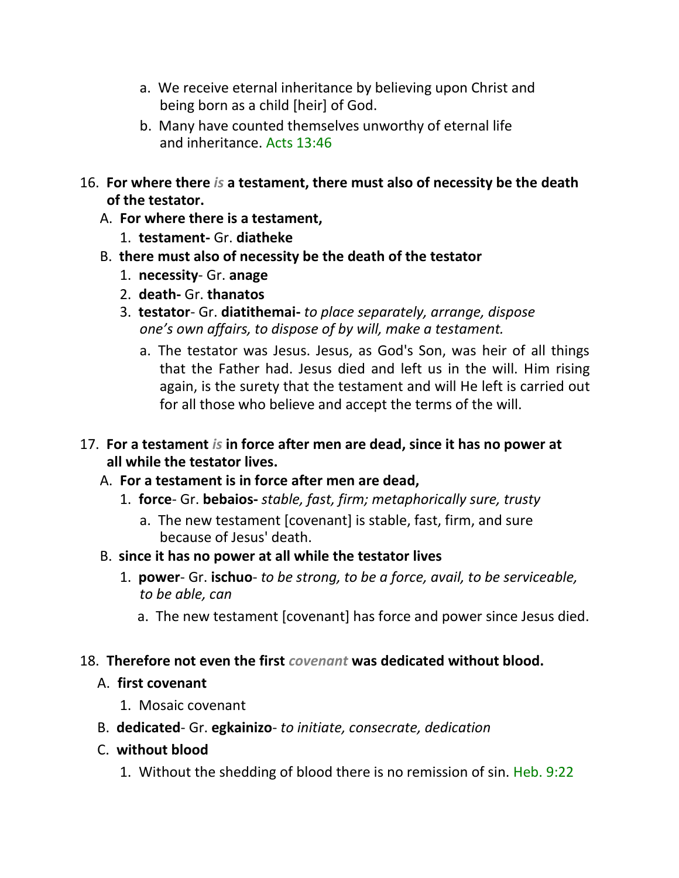a. We receive eternal inheritance by believing upon Christ and being born as a child [heir] of God.

b. Many have counted themselves unworthy of eternal life and inheritance. Acts 13:46

16. **For where there *is* a testament, there must also of necessity be the death of the testator.**

   A. **For where there is a testament,**

      1. **testament-** Gr. **diatheke**

   B. **there must also of necessity be the death of the testator**

      1. **necessity**- Gr. **anage**

      2. **death-** Gr. **thanatos**

      3. **testator**- Gr. **diatithemai-** *to place separately, arrange, dispose one's own affairs, to dispose of by will, make a testament.*

         a. The testator was Jesus. Jesus, as God's Son, was heir of all things that the Father had. Jesus died and left us in the will. Him rising again, is the surety that the testament and will He left is carried out for all those who believe and accept the terms of the will.

17. **For a testament *is* in force after men are dead, since it has no power at all while the testator lives.**

   A. **For a testament is in force after men are dead,**

      1. **force**- Gr. **bebaios-** *stable, fast, firm; metaphorically sure, trusty*

         a. The new testament [covenant] is stable, fast, firm, and sure because of Jesus' death.

   B. **since it has no power at all while the testator lives**

      1. **power**- Gr. **ischuo**- *to be strong, to be a force, avail, to be serviceable, to be able, can*

         a. The new testament [covenant] has force and power since Jesus died.

18. **Therefore not even the first *covenant* was dedicated without blood.**

   A. **first covenant**

      1. Mosaic covenant

   B. **dedicated**- Gr. **egkainizo**- *to initiate, consecrate, dedication*

   C. **without blood**

      1. Without the shedding of blood there is no remission of sin. Heb. 9:22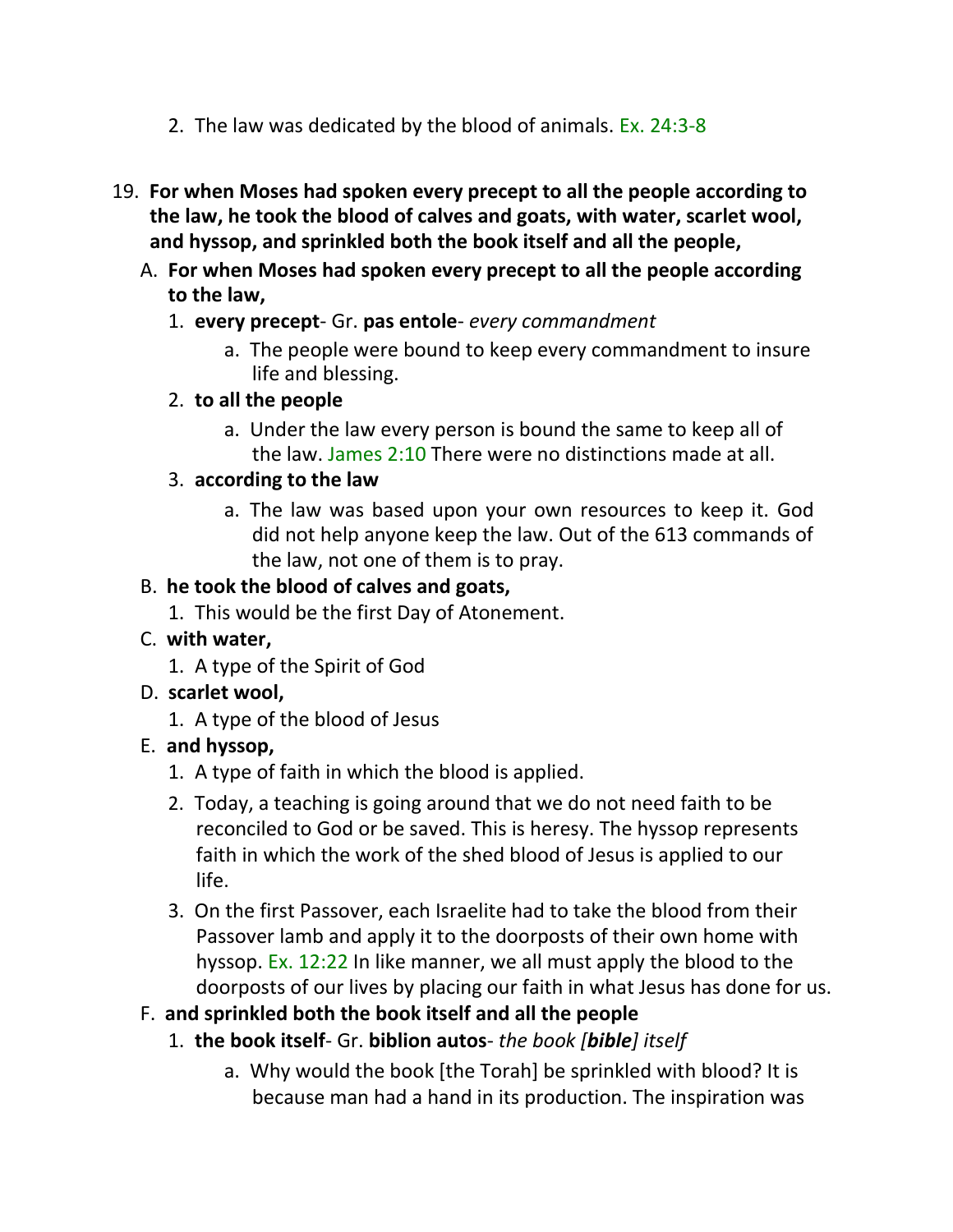2. The law was dedicated by the blood of animals. Ex. 24:3-8

19. **For when Moses had spoken every precept to all the people according to the law, he took the blood of calves and goats, with water, scarlet wool, and hyssop, and sprinkled both the book itself and all the people,**

   A. **For when Moses had spoken every precept to all the people according to the law,**

      1. **every precept**- Gr. **pas entole**- *every commandment*

         a. The people were bound to keep every commandment to insure life and blessing.

      2. **to all the people**

         a. Under the law every person is bound the same to keep all of the law. James 2:10 There were no distinctions made at all.

      3. **according to the law**

         a. The law was based upon your own resources to keep it. God did not help anyone keep the law. Out of the 613 commands of the law, not one of them is to pray.

   B. **he took the blood of calves and goats,**

      1. This would be the first Day of Atonement.

   C. **with water,**

      1. A type of the Spirit of God

   D. **scarlet wool,**

      1. A type of the blood of Jesus

   E. **and hyssop,**

      1. A type of faith in which the blood is applied.

      2. Today, a teaching is going around that we do not need faith to be reconciled to God or be saved. This is heresy. The hyssop represents faith in which the work of the shed blood of Jesus is applied to our life.

      3. On the first Passover, each Israelite had to take the blood from their Passover lamb and apply it to the doorposts of their own home with hyssop. Ex. 12:22 In like manner, we all must apply the blood to the doorposts of our lives by placing our faith in what Jesus has done for us.

   F. **and sprinkled both the book itself and all the people**

      1. **the book itself**- Gr. **biblion autos**- *the book [**bible**] itself*

         a. Why would the book [the Torah] be sprinkled with blood? It is because man had a hand in its production. The inspiration was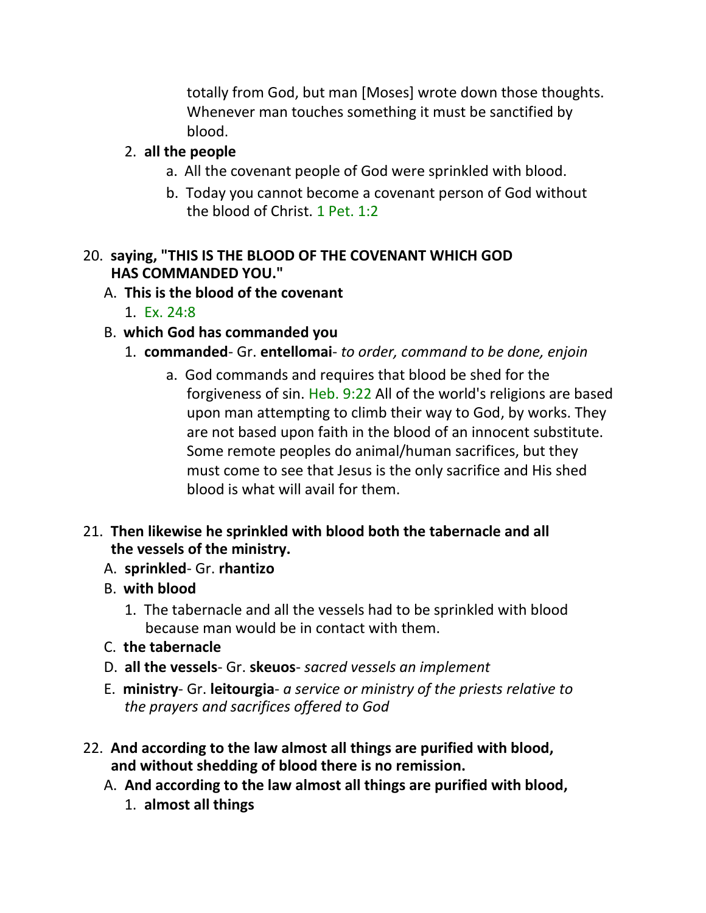totally from God, but man [Moses] wrote down those thoughts. Whenever man touches something it must be sanctified by blood.

2. **all the people**
    a. All the covenant people of God were sprinkled with blood.
    b. Today you cannot become a covenant person of God without the blood of Christ. 1 Pet. 1:2

20. **saying, "THIS IS THE BLOOD OF THE COVENANT WHICH GOD HAS COMMANDED YOU."**
    A. **This is the blood of the covenant**
        1. Ex. 24:8
    B. **which God has commanded you**
        1. **commanded**- Gr. **entellomai**- *to order, command to be done, enjoin*
            a. God commands and requires that blood be shed for the forgiveness of sin. Heb. 9:22 All of the world's religions are based upon man attempting to climb their way to God, by works. They are not based upon faith in the blood of an innocent substitute. Some remote peoples do animal/human sacrifices, but they must come to see that Jesus is the only sacrifice and His shed blood is what will avail for them.

21. **Then likewise he sprinkled with blood both the tabernacle and all the vessels of the ministry.**
    A. **sprinkled**- Gr. **rhantizo**
    B. **with blood**
        1. The tabernacle and all the vessels had to be sprinkled with blood because man would be in contact with them.
    C. **the tabernacle**
    D. **all the vessels**- Gr. **skeuos**- *sacred vessels an implement*
    E. **ministry**- Gr. **leitourgia**- *a service or ministry of the priests relative to the prayers and sacrifices offered to God*

22. **And according to the law almost all things are purified with blood, and without shedding of blood there is no remission.**
    A. **And according to the law almost all things are purified with blood,**
        1. **almost all things**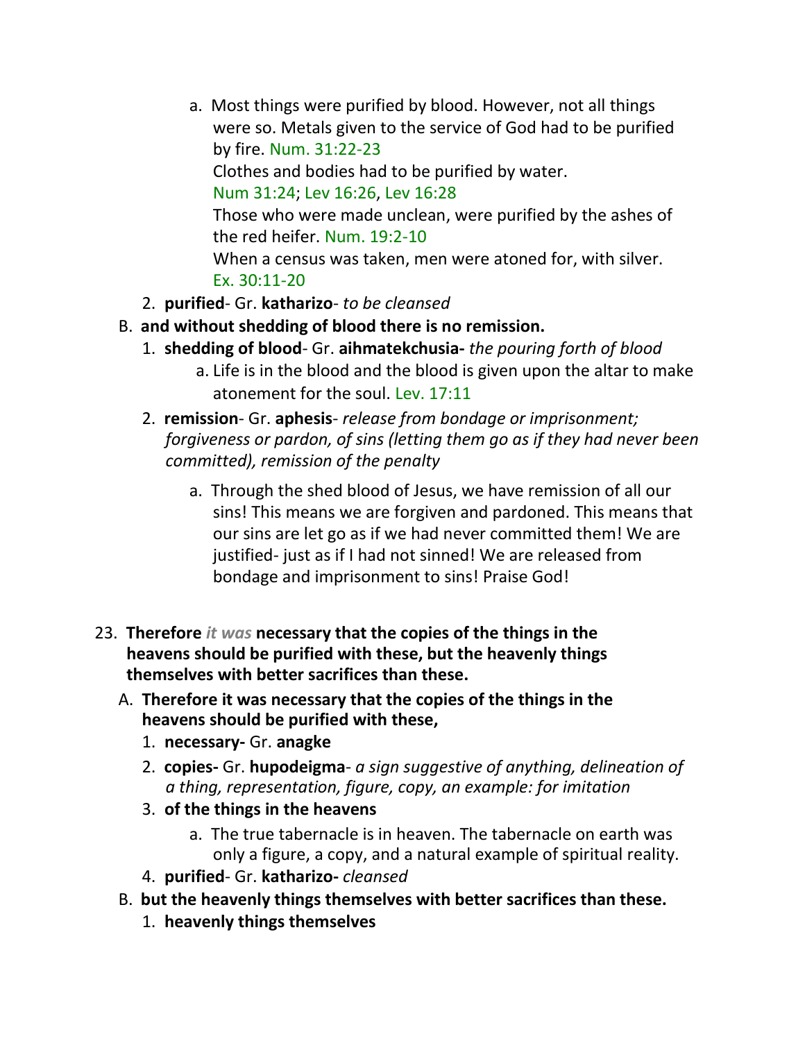a. Most things were purified by blood. However, not all things were so. Metals given to the service of God had to be purified by fire. Num. 31:22-23
   Clothes and bodies had to be purified by water. Num 31:24; Lev 16:26, Lev 16:28
   Those who were made unclean, were purified by the ashes of the red heifer. Num. 19:2-10
   When a census was taken, men were atoned for, with silver. Ex. 30:11-20

2. **purified**- Gr. **katharizo**- *to be cleansed*

B. **and without shedding of blood there is no remission.**

1. **shedding of blood**- Gr. **aihmatekchusia-** *the pouring forth of blood*
   a. Life is in the blood and the blood is given upon the altar to make atonement for the soul. Lev. 17:11
2. **remission**- Gr. **aphesis**- *release from bondage or imprisonment; forgiveness or pardon, of sins (letting them go as if they had never been committed), remission of the penalty*
   a. Through the shed blood of Jesus, we have remission of all our sins! This means we are forgiven and pardoned. This means that our sins are let go as if we had never committed them! We are justified- just as if I had not sinned! We are released from bondage and imprisonment to sins! Praise God!

23. **Therefore** ***it was*** **necessary that the copies of the things in the heavens should be purified with these, but the heavenly things themselves with better sacrifices than these.**

A. **Therefore it was necessary that the copies of the things in the heavens should be purified with these,**

1. **necessary-** Gr. **anagke**
2. **copies-** Gr. **hupodeigma**- *a sign suggestive of anything, delineation of a thing, representation, figure, copy, an example: for imitation*
3. **of the things in the heavens**
   a. The true tabernacle is in heaven. The tabernacle on earth was only a figure, a copy, and a natural example of spiritual reality.
4. **purified**- Gr. **katharizo-** *cleansed*

B. **but the heavenly things themselves with better sacrifices than these.**

1. **heavenly things themselves**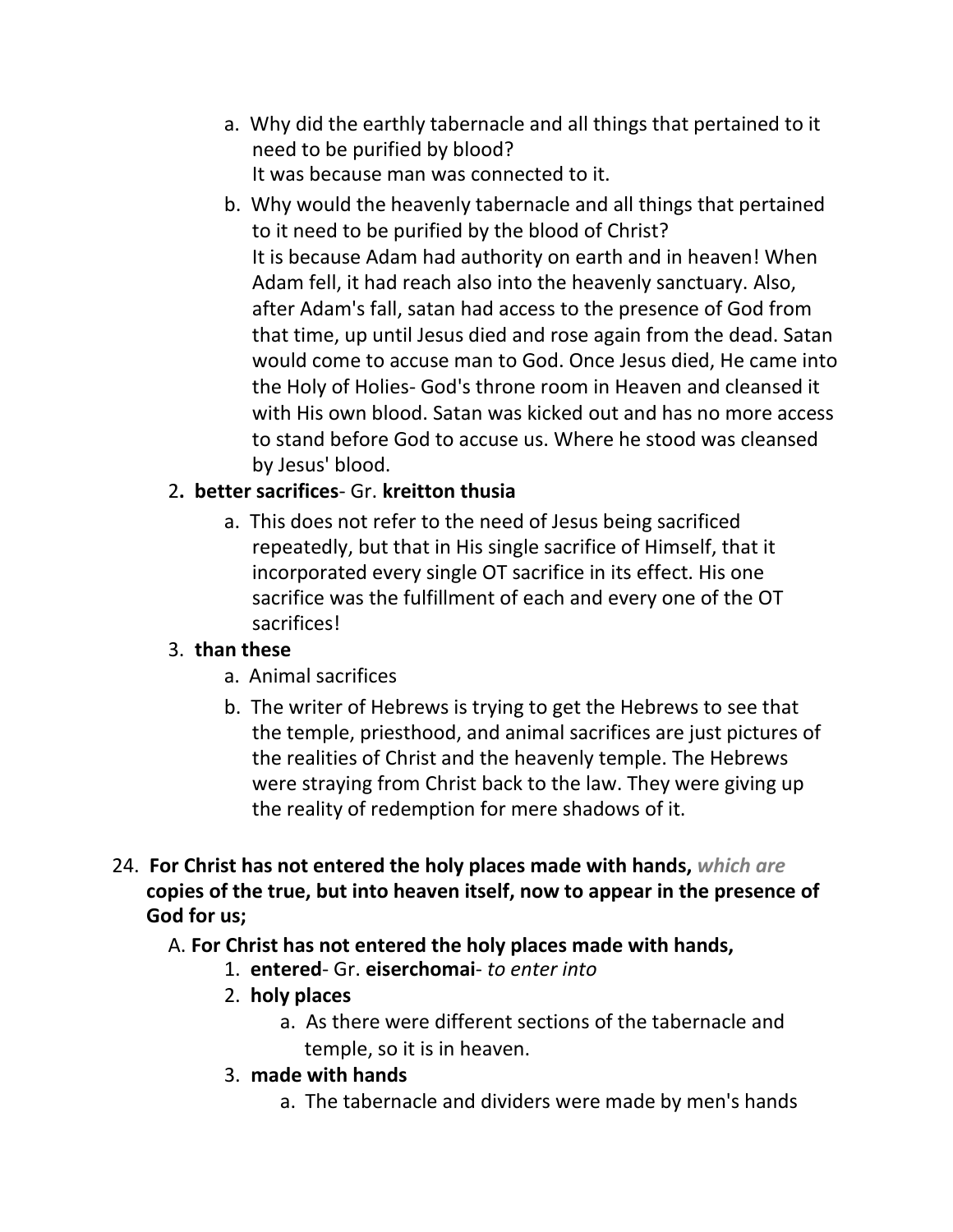a. Why did the earthly tabernacle and all things that pertained to it need to be purified by blood?
   It was because man was connected to it.

b. Why would the heavenly tabernacle and all things that pertained to it need to be purified by the blood of Christ?
   It is because Adam had authority on earth and in heaven! When Adam fell, it had reach also into the heavenly sanctuary. Also, after Adam's fall, satan had access to the presence of God from that time, up until Jesus died and rose again from the dead. Satan would come to accuse man to God. Once Jesus died, He came into the Holy of Holies- God's throne room in Heaven and cleansed it with His own blood. Satan was kicked out and has no more access to stand before God to accuse us. Where he stood was cleansed by Jesus' blood.

2. **better sacrifices**- Gr. **kreitton thusia**
   a. This does not refer to the need of Jesus being sacrificed repeatedly, but that in His single sacrifice of Himself, that it incorporated every single OT sacrifice in its effect. His one sacrifice was the fulfillment of each and every one of the OT sacrifices!

3. **than these**
   a. Animal sacrifices
   b. The writer of Hebrews is trying to get the Hebrews to see that the temple, priesthood, and animal sacrifices are just pictures of the realities of Christ and the heavenly temple. The Hebrews were straying from Christ back to the law. They were giving up the reality of redemption for mere shadows of it.

24. **For Christ has not entered the holy places made with hands,** ***which are*** **copies of the true, but into heaven itself, now to appear in the presence of God for us;**

   A. **For Christ has not entered the holy places made with hands,**
      1. **entered**- Gr. **eiserchomai**- *to enter into*
      2. **holy places**
         a. As there were different sections of the tabernacle and temple, so it is in heaven.
      3. **made with hands**
         a. The tabernacle and dividers were made by men's hands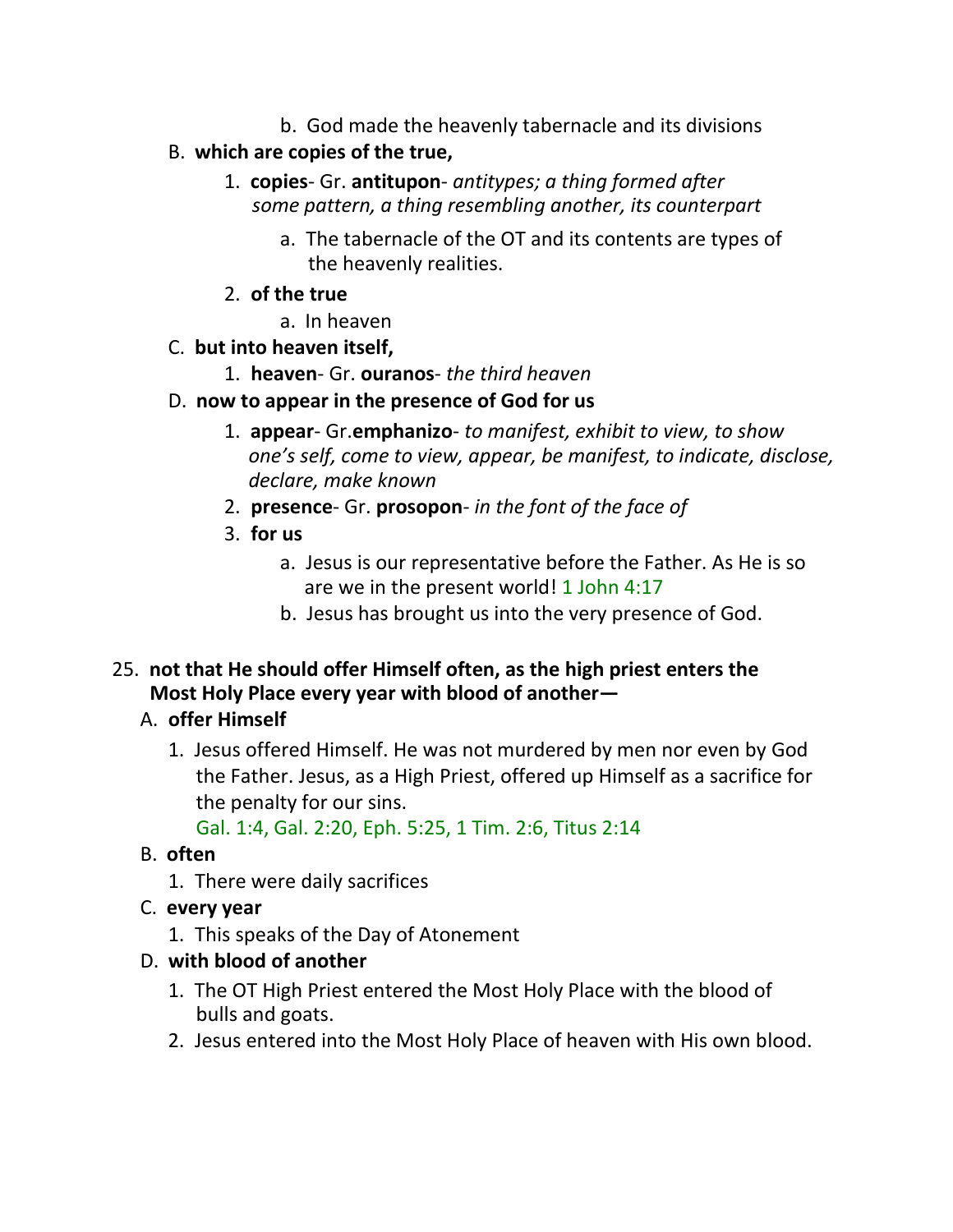b. God made the heavenly tabernacle and its divisions

B. **which are copies of the true,**

1. **copies**- Gr. **antitupon**- *antitypes; a thing formed after some pattern, a thing resembling another, its counterpart*

    a. The tabernacle of the OT and its contents are types of the heavenly realities.

2. **of the true**

    a. In heaven

C. **but into heaven itself,**

1. **heaven**- Gr. **ouranos**- *the third heaven*

D. **now to appear in the presence of God for us**

1. **appear**- Gr.**emphanizo**- *to manifest, exhibit to view, to show one's self, come to view, appear, be manifest, to indicate, disclose, declare, make known*
2. **presence**- Gr. **prosopon**- *in the font of the face of*
3. **for us**

    a. Jesus is our representative before the Father. As He is so are we in the present world! 1 John 4:17
    b. Jesus has brought us into the very presence of God.

25. **not that He should offer Himself often, as the high priest enters the Most Holy Place every year with blood of another—**

A. **offer Himself**

1. Jesus offered Himself. He was not murdered by men nor even by God the Father. Jesus, as a High Priest, offered up Himself as a sacrifice for the penalty for our sins.
Gal. 1:4, Gal. 2:20, Eph. 5:25, 1 Tim. 2:6, Titus 2:14

B. **often**

1. There were daily sacrifices

C. **every year**

1. This speaks of the Day of Atonement

D. **with blood of another**

1. The OT High Priest entered the Most Holy Place with the blood of bulls and goats.
2. Jesus entered into the Most Holy Place of heaven with His own blood.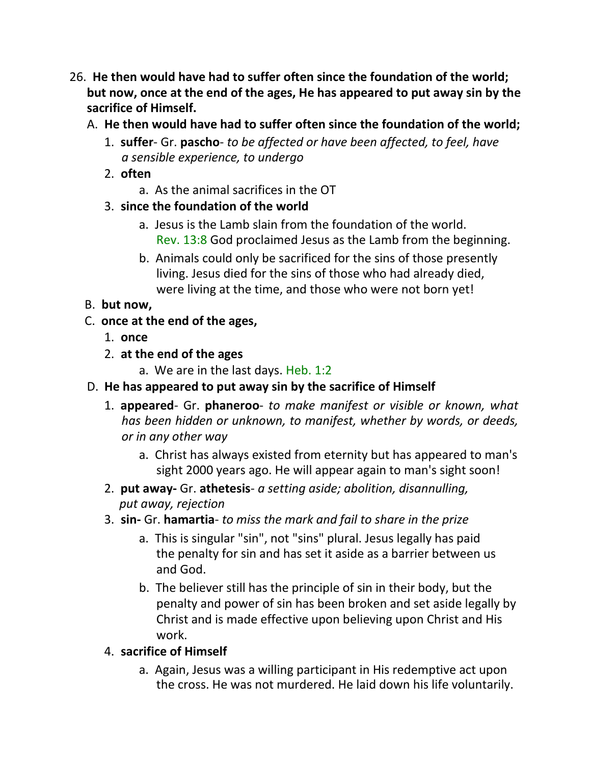26. **He then would have had to suffer often since the foundation of the world; but now, once at the end of the ages, He has appeared to put away sin by the sacrifice of Himself.**

   A. **He then would have had to suffer often since the foundation of the world;**

      1. **suffer**- Gr. **pascho**- *to be affected or have been affected, to feel, have a sensible experience, to undergo*
      2. **often**
         a. As the animal sacrifices in the OT
      3. **since the foundation of the world**
         a. Jesus is the Lamb slain from the foundation of the world. Rev. 13:8 God proclaimed Jesus as the Lamb from the beginning.
         b. Animals could only be sacrificed for the sins of those presently living. Jesus died for the sins of those who had already died, were living at the time, and those who were not born yet!

   B. **but now,**

   C. **once at the end of the ages,**

      1. **once**
      2. **at the end of the ages**
         a. We are in the last days. Heb. 1:2

   D. **He has appeared to put away sin by the sacrifice of Himself**

      1. **appeared**- Gr. **phaneroo**- *to make manifest or visible or known, what has been hidden or unknown, to manifest, whether by words, or deeds, or in any other way*
         a. Christ has always existed from eternity but has appeared to man's sight 2000 years ago. He will appear again to man's sight soon!
      2. **put away-** Gr. **athetesis**- *a setting aside; abolition, disannulling, put away, rejection*
      3. **sin-** Gr. **hamartia**- *to miss the mark and fail to share in the prize*
         a. This is singular "sin", not "sins" plural. Jesus legally has paid the penalty for sin and has set it aside as a barrier between us and God.
         b. The believer still has the principle of sin in their body, but the penalty and power of sin has been broken and set aside legally by Christ and is made effective upon believing upon Christ and His work.
      4. **sacrifice of Himself**
         a. Again, Jesus was a willing participant in His redemptive act upon the cross. He was not murdered. He laid down his life voluntarily.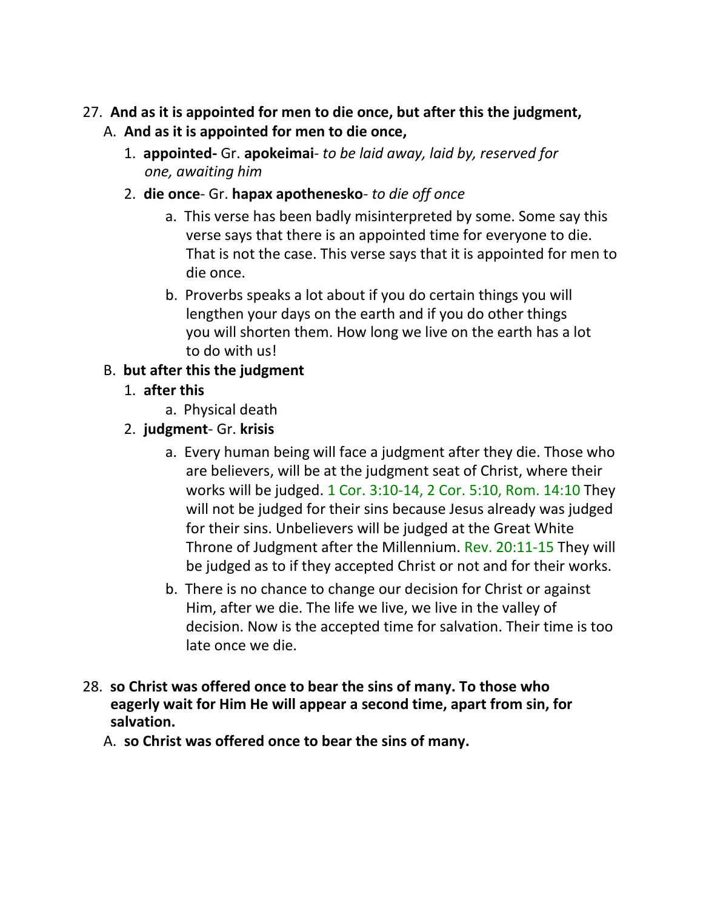27. **And as it is appointed for men to die once, but after this the judgment,**
    A. **And as it is appointed for men to die once,**
        1. **appointed-** Gr. **apokeimai**- *to be laid away, laid by, reserved for one, awaiting him*
        2. **die once**- Gr. **hapax apothenesko**- *to die off once*
            a. This verse has been badly misinterpreted by some. Some say this verse says that there is an appointed time for everyone to die. That is not the case. This verse says that it is appointed for men to die once.
            b. Proverbs speaks a lot about if you do certain things you will lengthen your days on the earth and if you do other things you will shorten them. How long we live on the earth has a lot to do with us!
    B. **but after this the judgment**
        1. **after this**
            a. Physical death
        2. **judgment**- Gr. **krisis**
            a. Every human being will face a judgment after they die. Those who are believers, will be at the judgment seat of Christ, where their works will be judged. 1 Cor. 3:10-14, 2 Cor. 5:10, Rom. 14:10 They will not be judged for their sins because Jesus already was judged for their sins. Unbelievers will be judged at the Great White Throne of Judgment after the Millennium. Rev. 20:11-15 They will be judged as to if they accepted Christ or not and for their works.
            b. There is no chance to change our decision for Christ or against Him, after we die. The life we live, we live in the valley of decision. Now is the accepted time for salvation. Their time is too late once we die.

28. **so Christ was offered once to bear the sins of many. To those who eagerly wait for Him He will appear a second time, apart from sin, for salvation.**
    A. **so Christ was offered once to bear the sins of many.**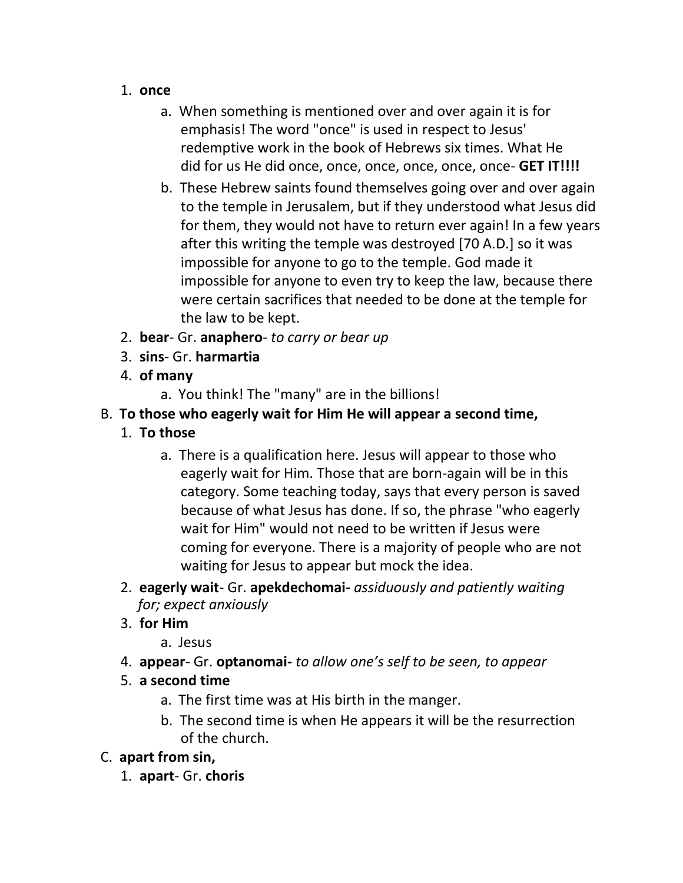1. **once**
    a. When something is mentioned over and over again it is for emphasis! The word "once" is used in respect to Jesus' redemptive work in the book of Hebrews six times. What He did for us He did once, once, once, once, once, once- **GET IT!!!!**
    b. These Hebrew saints found themselves going over and over again to the temple in Jerusalem, but if they understood what Jesus did for them, they would not have to return ever again! In a few years after this writing the temple was destroyed [70 A.D.] so it was impossible for anyone to go to the temple. God made it impossible for anyone to even try to keep the law, because there were certain sacrifices that needed to be done at the temple for the law to be kept.
2. **bear**- Gr. **anaphero**- *to carry or bear up*
3. **sins**- Gr. **harmartia**
4. **of many**
    a. You think! The "many" are in the billions!

B. **To those who eagerly wait for Him He will appear a second time,**

1. **To those**
    a. There is a qualification here. Jesus will appear to those who eagerly wait for Him. Those that are born-again will be in this category. Some teaching today, says that every person is saved because of what Jesus has done. If so, the phrase "who eagerly wait for Him" would not need to be written if Jesus were coming for everyone. There is a majority of people who are not waiting for Jesus to appear but mock the idea.
2. **eagerly wait**- Gr. **apekdechomai-** *assiduously and patiently waiting for; expect anxiously*
3. **for Him**
    a. Jesus
4. **appear**- Gr. **optanomai-** *to allow one's self to be seen, to appear*
5. **a second time**
    a. The first time was at His birth in the manger.
    b. The second time is when He appears it will be the resurrection of the church.

C. **apart from sin,**

1. **apart**- Gr. **choris**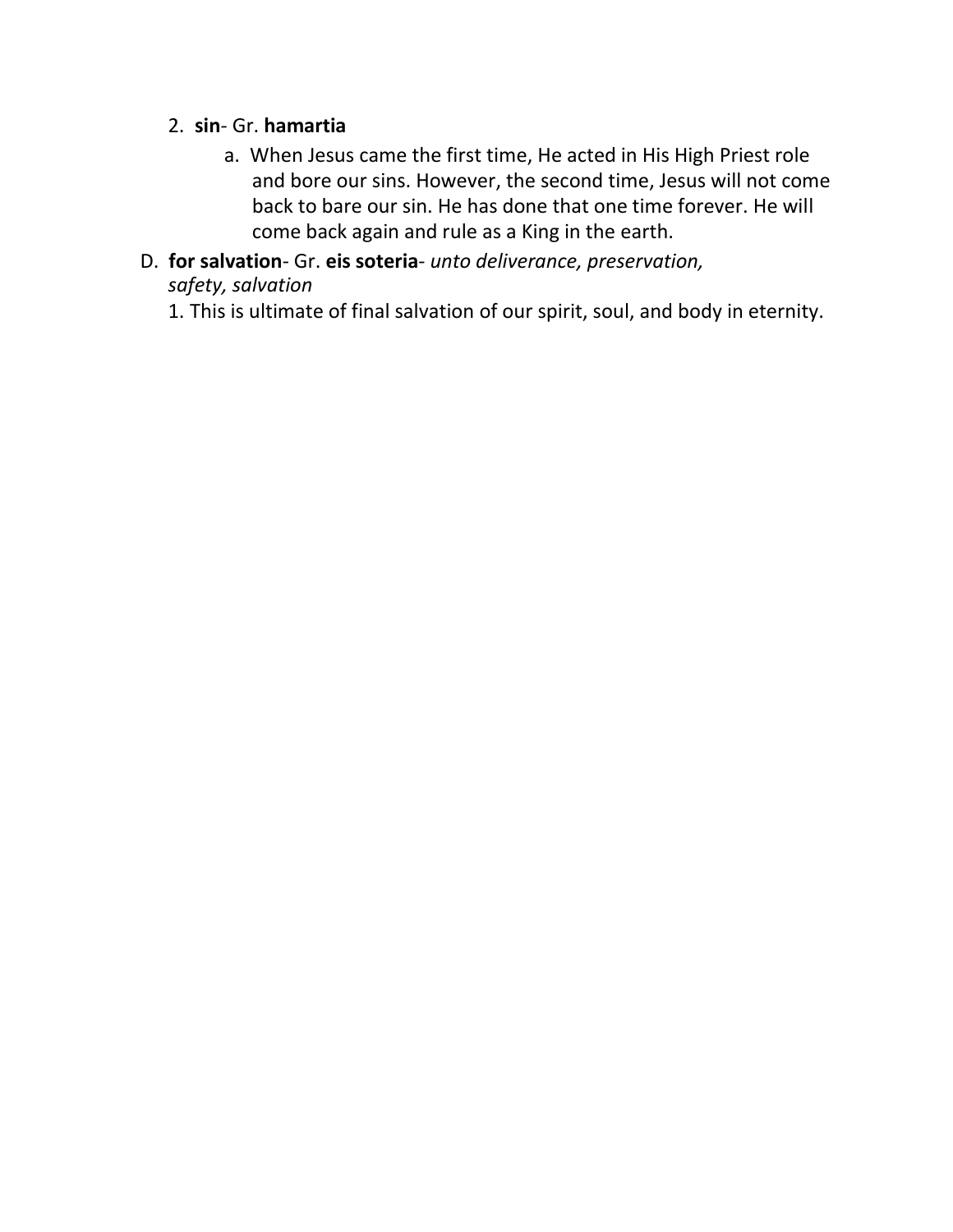2. **sin**- Gr. **hamartia**
    a. When Jesus came the first time, He acted in His High Priest role and bore our sins. However, the second time, Jesus will not come back to bare our sin. He has done that one time forever. He will come back again and rule as a King in the earth.

D. **for salvation**- Gr. **eis soteria**- *unto deliverance, preservation, safety, salvation*
    1. This is ultimate of final salvation of our spirit, soul, and body in eternity.